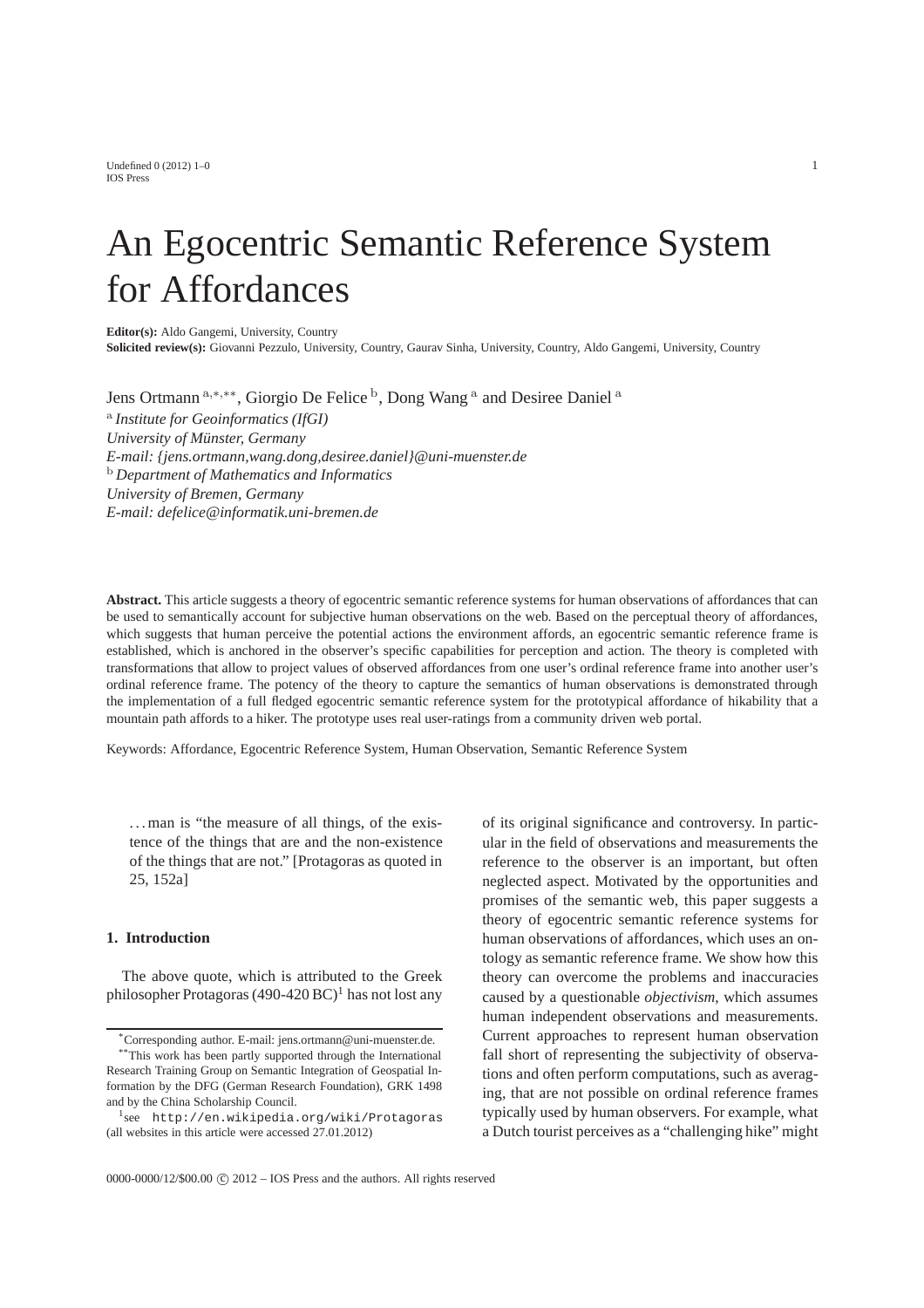# An Egocentric Semantic Reference System for Affordances

**Editor(s):** Aldo Gangemi, University, Country
**Solicited review(s):** Giovanni Pezzulo, University, Country, Gaurav Sinha, University, Country, Aldo Gangemi, University, Country

Jens Ortmann [a,*,**], Giorgio De Felice [b], Dong Wang [a] and Desiree Daniel [a]

[a] *Institute for Geoinformatics (IfGI)*
*University of Münster, Germany*
*E-mail: {jens.ortmann,wang.dong,desiree.daniel}@uni-muenster.de*
[b] *Department of Mathematics and Informatics*
*University of Bremen, Germany*
*E-mail: defelice@informatik.uni-bremen.de*

**Abstract.** This article suggests a theory of egocentric semantic reference systems for human observations of affordances that can be used to semantically account for subjective human observations on the web. Based on the perceptual theory of affordances, which suggests that human perceive the potential actions the environment affords, an egocentric semantic reference frame is established, which is anchored in the observer's specific capabilities for perception and action. The theory is completed with transformations that allow to project values of observed affordances from one user's ordinal reference frame into another user's ordinal reference frame. The potency of the theory to capture the semantics of human observations is demonstrated through the implementation of a full fledged egocentric semantic reference system for the prototypical affordance of hikability that a mountain path affords to a hiker. The prototype uses real user-ratings from a community driven web portal.

Keywords: Affordance, Egocentric Reference System, Human Observation, Semantic Reference System

> . . . man is "the measure of all things, of the existence of the things that are and the non-existence of the things that are not." [Protagoras as quoted in 25, 152a]

## 1. Introduction

The above quote, which is attributed to the Greek philosopher Protagoras (490-420 BC)[1] has not lost any of its original significance and controversy. In particular in the field of observations and measurements the reference to the observer is an important, but often neglected aspect. Motivated by the opportunities and promises of the semantic web, this paper suggests a theory of egocentric semantic reference systems for human observations of affordances, which uses an ontology as semantic reference frame. We show how this theory can overcome the problems and inaccuracies caused by a questionable *objectivism*, which assumes human independent observations and measurements. Current approaches to represent human observation fall short of representing the subjectivity of observations and often perform computations, such as averaging, that are not possible on ordinal reference frames typically used by human observers. For example, what a Dutch tourist perceives as a "challenging hike" might

---

*Corresponding author. E-mail: jens.ortmann@uni-muenster.de.

**This work has been partly supported through the International Research Training Group on Semantic Integration of Geospatial Information by the DFG (German Research Foundation), GRK 1498 and by the China Scholarship Council.

[1] see `http://en.wikipedia.org/wiki/Protagoras` (all websites in this article were accessed 27.01.2012)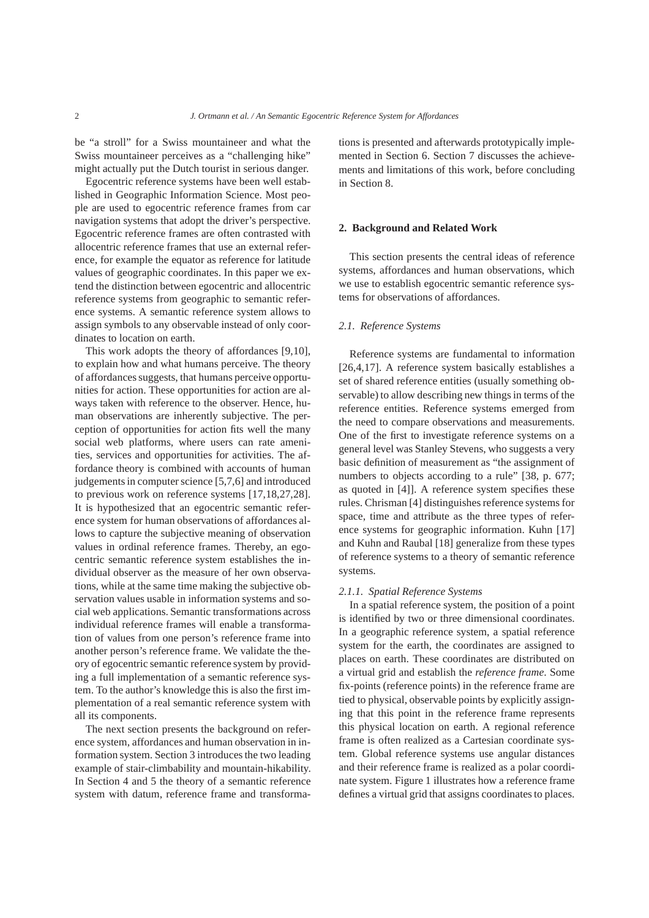be "a stroll" for a Swiss mountaineer and what the Swiss mountaineer perceives as a "challenging hike" might actually put the Dutch tourist in serious danger.

Egocentric reference systems have been well established in Geographic Information Science. Most people are used to egocentric reference frames from car navigation systems that adopt the driver's perspective. Egocentric reference frames are often contrasted with allocentric reference frames that use an external reference, for example the equator as reference for latitude values of geographic coordinates. In this paper we extend the distinction between egocentric and allocentric reference systems from geographic to semantic reference systems. A semantic reference system allows to assign symbols to any observable instead of only coordinates to location on earth.

This work adopts the theory of affordances [9,10], to explain how and what humans perceive. The theory of affordances suggests, that humans perceive opportunities for action. These opportunities for action are always taken with reference to the observer. Hence, human observations are inherently subjective. The perception of opportunities for action fits well the many social web platforms, where users can rate amenities, services and opportunities for activities. The affordance theory is combined with accounts of human judgements in computer science [5,7,6] and introduced to previous work on reference systems [17,18,27,28]. It is hypothesized that an egocentric semantic reference system for human observations of affordances allows to capture the subjective meaning of observation values in ordinal reference frames. Thereby, an egocentric semantic reference system establishes the individual observer as the measure of her own observations, while at the same time making the subjective observation values usable in information systems and social web applications. Semantic transformations across individual reference frames will enable a transformation of values from one person's reference frame into another person's reference frame. We validate the theory of egocentric semantic reference system by providing a full implementation of a semantic reference system. To the author's knowledge this is also the first implementation of a real semantic reference system with all its components.

The next section presents the background on reference system, affordances and human observation in information system. Section 3 introduces the two leading example of stair-climbability and mountain-hikability. In Section 4 and 5 the theory of a semantic reference system with datum, reference frame and transformations is presented and afterwards prototypically implemented in Section 6. Section 7 discusses the achievements and limitations of this work, before concluding in Section 8.

## 2. Background and Related Work

This section presents the central ideas of reference systems, affordances and human observations, which we use to establish egocentric semantic reference systems for observations of affordances.

### 2.1. Reference Systems

Reference systems are fundamental to information [26,4,17]. A reference system basically establishes a set of shared reference entities (usually something observable) to allow describing new things in terms of the reference entities. Reference systems emerged from the need to compare observations and measurements. One of the first to investigate reference systems on a general level was Stanley Stevens, who suggests a very basic definition of measurement as "the assignment of numbers to objects according to a rule" [38, p. 677; as quoted in [4]]. A reference system specifies these rules. Chrisman [4] distinguishes reference systems for space, time and attribute as the three types of reference systems for geographic information. Kuhn [17] and Kuhn and Raubal [18] generalize from these types of reference systems to a theory of semantic reference systems.

#### 2.1.1. Spatial Reference Systems

In a spatial reference system, the position of a point is identified by two or three dimensional coordinates. In a geographic reference system, a spatial reference system for the earth, the coordinates are assigned to places on earth. These coordinates are distributed on a virtual grid and establish the *reference frame*. Some fix-points (reference points) in the reference frame are tied to physical, observable points by explicitly assigning that this point in the reference frame represents this physical location on earth. A regional reference frame is often realized as a Cartesian coordinate system. Global reference systems use angular distances and their reference frame is realized as a polar coordinate system. Figure 1 illustrates how a reference frame defines a virtual grid that assigns coordinates to places.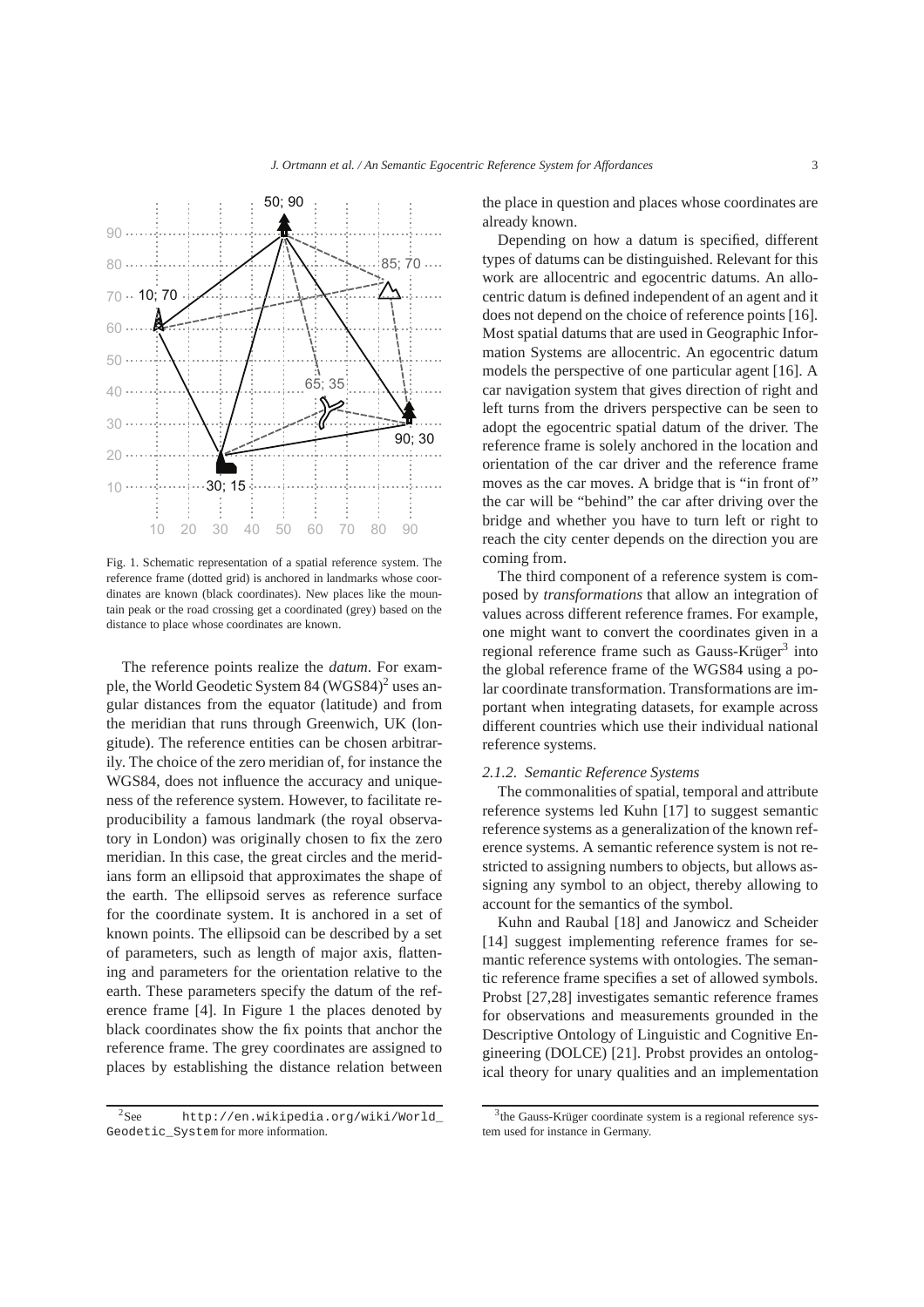Fig. 1. Schematic representation of a spatial reference system. The reference frame (dotted grid) is anchored in landmarks whose coordinates are known (black coordinates). New places like the mountain peak or the road crossing get a coordinated (grey) based on the distance to place whose coordinates are known.

The reference points realize the *datum*. For example, the World Geodetic System 84 (WGS84)[2] uses angular distances from the equator (latitude) and from the meridian that runs through Greenwich, UK (longitude). The reference entities can be chosen arbitrarily. The choice of the zero meridian of, for instance the WGS84, does not influence the accuracy and uniqueness of the reference system. However, to facilitate reproducibility a famous landmark (the royal observatory in London) was originally chosen to fix the zero meridian. In this case, the great circles and the meridians form an ellipsoid that approximates the shape of the earth. The ellipsoid serves as reference surface for the coordinate system. It is anchored in a set of known points. The ellipsoid can be described by a set of parameters, such as length of major axis, flattening and parameters for the orientation relative to the earth. These parameters specify the datum of the reference frame [4]. In Figure 1 the places denoted by black coordinates show the fix points that anchor the reference frame. The grey coordinates are assigned to places by establishing the distance relation between the place in question and places whose coordinates are already known.

Depending on how a datum is specified, different types of datums can be distinguished. Relevant for this work are allocentric and egocentric datums. An allocentric datum is defined independent of an agent and it does not depend on the choice of reference points [16]. Most spatial datums that are used in Geographic Information Systems are allocentric. An egocentric datum models the perspective of one particular agent [16]. A car navigation system that gives direction of right and left turns from the drivers perspective can be seen to adopt the egocentric spatial datum of the driver. The reference frame is solely anchored in the location and orientation of the car driver and the reference frame moves as the car moves. A bridge that is "in front of" the car will be "behind" the car after driving over the bridge and whether you have to turn left or right to reach the city center depends on the direction you are coming from.

The third component of a reference system is composed by *transformations* that allow an integration of values across different reference frames. For example, one might want to convert the coordinates given in a regional reference frame such as Gauss-Krüger[3] into the global reference frame of the WGS84 using a polar coordinate transformation. Transformations are important when integrating datasets, for example across different countries which use their individual national reference systems.

#### 2.1.2. Semantic Reference Systems

The commonalities of spatial, temporal and attribute reference systems led Kuhn [17] to suggest semantic reference systems as a generalization of the known reference systems. A semantic reference system is not restricted to assigning numbers to objects, but allows assigning any symbol to an object, thereby allowing to account for the semantics of the symbol.

Kuhn and Raubal [18] and Janowicz and Scheider [14] suggest implementing reference frames for semantic reference systems with ontologies. The semantic reference frame specifies a set of allowed symbols. Probst [27,28] investigates semantic reference frames for observations and measurements grounded in the Descriptive Ontology of Linguistic and Cognitive Engineering (DOLCE) [21]. Probst provides an ontological theory for unary qualities and an implementation

[2] See http://en.wikipedia.org/wiki/World_Geodetic_System for more information.

[3] the Gauss-Krüger coordinate system is a regional reference system used for instance in Germany.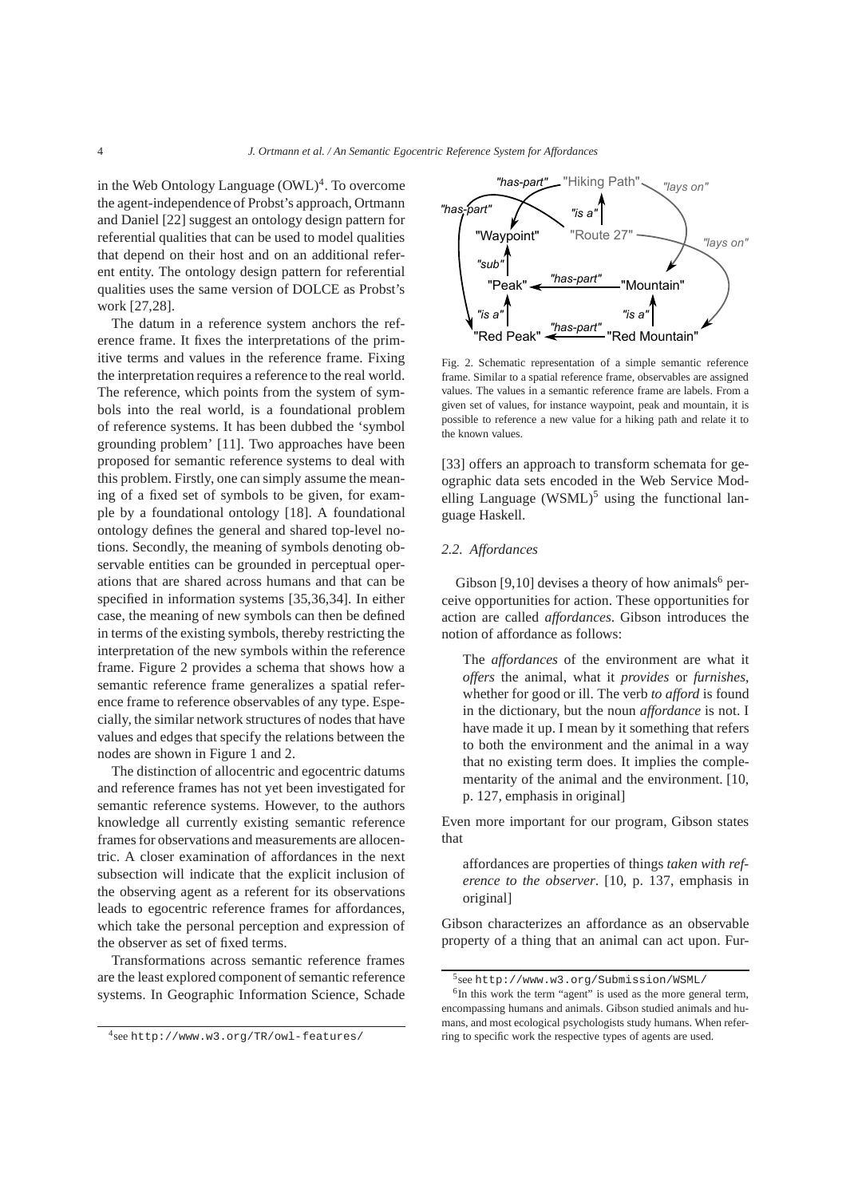in the Web Ontology Language (OWL)[4]. To overcome the agent-independence of Probst's approach, Ortmann and Daniel [22] suggest an ontology design pattern for referential qualities that can be used to model qualities that depend on their host and on an additional referent entity. The ontology design pattern for referential qualities uses the same version of DOLCE as Probst's work [27,28].

The datum in a reference system anchors the reference frame. It fixes the interpretations of the primitive terms and values in the reference frame. Fixing the interpretation requires a reference to the real world. The reference, which points from the system of symbols into the real world, is a foundational problem of reference systems. It has been dubbed the 'symbol grounding problem' [11]. Two approaches have been proposed for semantic reference systems to deal with this problem. Firstly, one can simply assume the meaning of a fixed set of symbols to be given, for example by a foundational ontology [18]. A foundational ontology defines the general and shared top-level notions. Secondly, the meaning of symbols denoting observable entities can be grounded in perceptual operations that are shared across humans and that can be specified in information systems [35,36,34]. In either case, the meaning of new symbols can then be defined in terms of the existing symbols, thereby restricting the interpretation of the new symbols within the reference frame. Figure 2 provides a schema that shows how a semantic reference frame generalizes a spatial reference frame to reference observables of any type. Especially, the similar network structures of nodes that have values and edges that specify the relations between the nodes are shown in Figure 1 and 2.

The distinction of allocentric and egocentric datums and reference frames has not yet been investigated for semantic reference systems. However, to the authors knowledge all currently existing semantic reference frames for observations and measurements are allocentric. A closer examination of affordances in the next subsection will indicate that the explicit inclusion of the observing agent as a referent for its observations leads to egocentric reference frames for affordances, which take the personal perception and expression of the observer as set of fixed terms.

Transformations across semantic reference frames are the least explored component of semantic reference systems. In Geographic Information Science, Schade [33] offers an approach to transform schemata for geographic data sets encoded in the Web Service Modelling Language (WSML)[5] using the functional language Haskell.

Fig. 2. Schematic representation of a simple semantic reference frame. Similar to a spatial reference frame, observables are assigned values. The values in a semantic reference frame are labels. From a given set of values, for instance waypoint, peak and mountain, it is possible to reference a new value for a hiking path and relate it to the known values.

### 2.2. Affordances

Gibson [9,10] devises a theory of how animals[6] perceive opportunities for action. These opportunities for action are called *affordances*. Gibson introduces the notion of affordance as follows:

> The *affordances* of the environment are what it *offers* the animal, what it *provides* or *furnishes*, whether for good or ill. The verb *to afford* is found in the dictionary, but the noun *affordance* is not. I have made it up. I mean by it something that refers to both the environment and the animal in a way that no existing term does. It implies the complementarity of the animal and the environment. [10, p. 127, emphasis in original]

Even more important for our program, Gibson states that

> affordances are properties of things *taken with reference to the observer*. [10, p. 137, emphasis in original]

Gibson characterizes an affordance as an observable property of a thing that an animal can act upon. Fur-

[4] see http://www.w3.org/TR/owl-features/

[5] see http://www.w3.org/Submission/WSML/

[6] In this work the term "agent" is used as the more general term, encompassing humans and animals. Gibson studied animals and humans, and most ecological psychologists study humans. When referring to specific work the respective types of agents are used.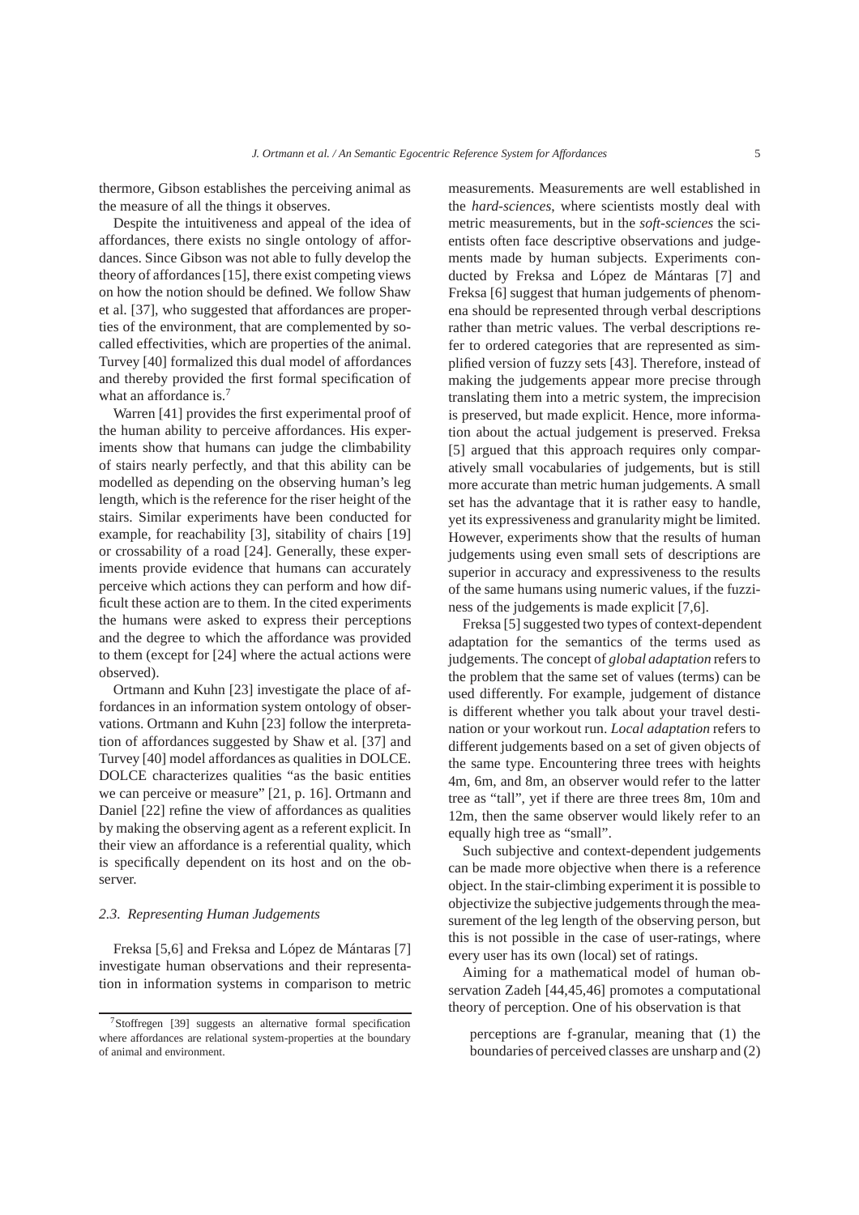thermore, Gibson establishes the perceiving animal as the measure of all the things it observes.

Despite the intuitiveness and appeal of the idea of affordances, there exists no single ontology of affordances. Since Gibson was not able to fully develop the theory of affordances [15], there exist competing views on how the notion should be defined. We follow Shaw et al. [37], who suggested that affordances are properties of the environment, that are complemented by so-called effectivities, which are properties of the animal. Turvey [40] formalized this dual model of affordances and thereby provided the first formal specification of what an affordance is.[7]

Warren [41] provides the first experimental proof of the human ability to perceive affordances. His experiments show that humans can judge the climbability of stairs nearly perfectly, and that this ability can be modelled as depending on the observing human's leg length, which is the reference for the riser height of the stairs. Similar experiments have been conducted for example, for reachability [3], sitability of chairs [19] or crossability of a road [24]. Generally, these experiments provide evidence that humans can accurately perceive which actions they can perform and how difficult these action are to them. In the cited experiments the humans were asked to express their perceptions and the degree to which the affordance was provided to them (except for [24] where the actual actions were observed).

Ortmann and Kuhn [23] investigate the place of affordances in an information system ontology of observations. Ortmann and Kuhn [23] follow the interpretation of affordances suggested by Shaw et al. [37] and Turvey [40] model affordances as qualities in DOLCE. DOLCE characterizes qualities "as the basic entities we can perceive or measure" [21, p. 16]. Ortmann and Daniel [22] refine the view of affordances as qualities by making the observing agent as a referent explicit. In their view an affordance is a referential quality, which is specifically dependent on its host and on the observer.

### 2.3. Representing Human Judgements

Freksa [5,6] and Freksa and López de Mántaras [7] investigate human observations and their representation in information systems in comparison to metric measurements. Measurements are well established in the *hard-sciences*, where scientists mostly deal with metric measurements, but in the *soft-sciences* the scientists often face descriptive observations and judgements made by human subjects. Experiments conducted by Freksa and López de Mántaras [7] and Freksa [6] suggest that human judgements of phenomena should be represented through verbal descriptions rather than metric values. The verbal descriptions refer to ordered categories that are represented as simplified version of fuzzy sets [43]. Therefore, instead of making the judgements appear more precise through translating them into a metric system, the imprecision is preserved, but made explicit. Hence, more information about the actual judgement is preserved. Freksa [5] argued that this approach requires only comparatively small vocabularies of judgements, but is still more accurate than metric human judgements. A small set has the advantage that it is rather easy to handle, yet its expressiveness and granularity might be limited. However, experiments show that the results of human judgements using even small sets of descriptions are superior in accuracy and expressiveness to the results of the same humans using numeric values, if the fuzziness of the judgements is made explicit [7,6].

Freksa [5] suggested two types of context-dependent adaptation for the semantics of the terms used as judgements. The concept of *global adaptation* refers to the problem that the same set of values (terms) can be used differently. For example, judgement of distance is different whether you talk about your travel destination or your workout run. *Local adaptation* refers to different judgements based on a set of given objects of the same type. Encountering three trees with heights 4m, 6m, and 8m, an observer would refer to the latter tree as "tall", yet if there are three trees 8m, 10m and 12m, then the same observer would likely refer to an equally high tree as "small".

Such subjective and context-dependent judgements can be made more objective when there is a reference object. In the stair-climbing experiment it is possible to objectivize the subjective judgements through the measurement of the leg length of the observing person, but this is not possible in the case of user-ratings, where every user has its own (local) set of ratings.

Aiming for a mathematical model of human observation Zadeh [44,45,46] promotes a computational theory of perception. One of his observation is that

> perceptions are f-granular, meaning that (1) the boundaries of perceived classes are unsharp and (2)

[7] Stoffregen [39] suggests an alternative formal specification where affordances are relational system-properties at the boundary of animal and environment.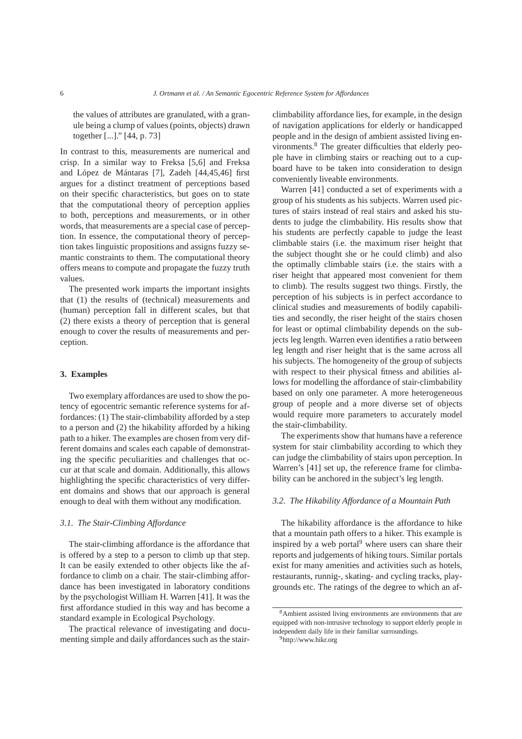the values of attributes are granulated, with a granule being a clump of values (points, objects) drawn together [...]." [44, p. 73]

In contrast to this, measurements are numerical and crisp. In a similar way to Freksa [5,6] and Freksa and López de Mántaras [7], Zadeh [44,45,46] first argues for a distinct treatment of perceptions based on their specific characteristics, but goes on to state that the computational theory of perception applies to both, perceptions and measurements, or in other words, that measurements are a special case of perception. In essence, the computational theory of perception takes linguistic propositions and assigns fuzzy semantic constraints to them. The computational theory offers means to compute and propagate the fuzzy truth values.

The presented work imparts the important insights that (1) the results of (technical) measurements and (human) perception fall in different scales, but that (2) there exists a theory of perception that is general enough to cover the results of measurements and perception.

## 3. Examples

Two exemplary affordances are used to show the potency of egocentric semantic reference systems for affordances: (1) The stair-climbability afforded by a step to a person and (2) the hikability afforded by a hiking path to a hiker. The examples are chosen from very different domains and scales each capable of demonstrating the specific peculiarities and challenges that occur at that scale and domain. Additionally, this allows highlighting the specific characteristics of very different domains and shows that our approach is general enough to deal with them without any modification.

### 3.1. The Stair-Climbing Affordance

The stair-climbing affordance is the affordance that is offered by a step to a person to climb up that step. It can be easily extended to other objects like the affordance to climb on a chair. The stair-climbing affordance has been investigated in laboratory conditions by the psychologist William H. Warren [41]. It was the first affordance studied in this way and has become a standard example in Ecological Psychology.

The practical relevance of investigating and documenting simple and daily affordances such as the stair-climbability affordance lies, for example, in the design of navigation applications for elderly or handicapped people and in the design of ambient assisted living environments.[8] The greater difficulties that elderly people have in climbing stairs or reaching out to a cupboard have to be taken into consideration to design conveniently liveable environments.

Warren [41] conducted a set of experiments with a group of his students as his subjects. Warren used pictures of stairs instead of real stairs and asked his students to judge the climbability. His results show that his students are perfectly capable to judge the least climbable stairs (i.e. the maximum riser height that the subject thought she or he could climb) and also the optimally climbable stairs (i.e. the stairs with a riser height that appeared most convenient for them to climb). The results suggest two things. Firstly, the perception of his subjects is in perfect accordance to clinical studies and measurements of bodily capabilities and secondly, the riser height of the stairs chosen for least or optimal climbability depends on the subjects leg length. Warren even identifies a ratio between leg length and riser height that is the same across all his subjects. The homogeneity of the group of subjects with respect to their physical fitness and abilities allows for modelling the affordance of stair-climbability based on only one parameter. A more heterogeneous group of people and a more diverse set of objects would require more parameters to accurately model the stair-climbability.

The experiments show that humans have a reference system for stair climbability according to which they can judge the climbability of stairs upon perception. In Warren's [41] set up, the reference frame for climbability can be anchored in the subject's leg length.

### 3.2. The Hikability Affordance of a Mountain Path

The hikability affordance is the affordance to hike that a mountain path offers to a hiker. This example is inspired by a web portal[9] where users can share their reports and judgements of hiking tours. Similar portals exist for many amenities and activities such as hotels, restaurants, runnig-, skating- and cycling tracks, playgrounds etc. The ratings of the degree to which an af-

[8] Ambient assisted living environments are environments that are equipped with non-intrusive technology to support elderly people in independent daily life in their familiar surroundings.

[9] http://www.hikr.org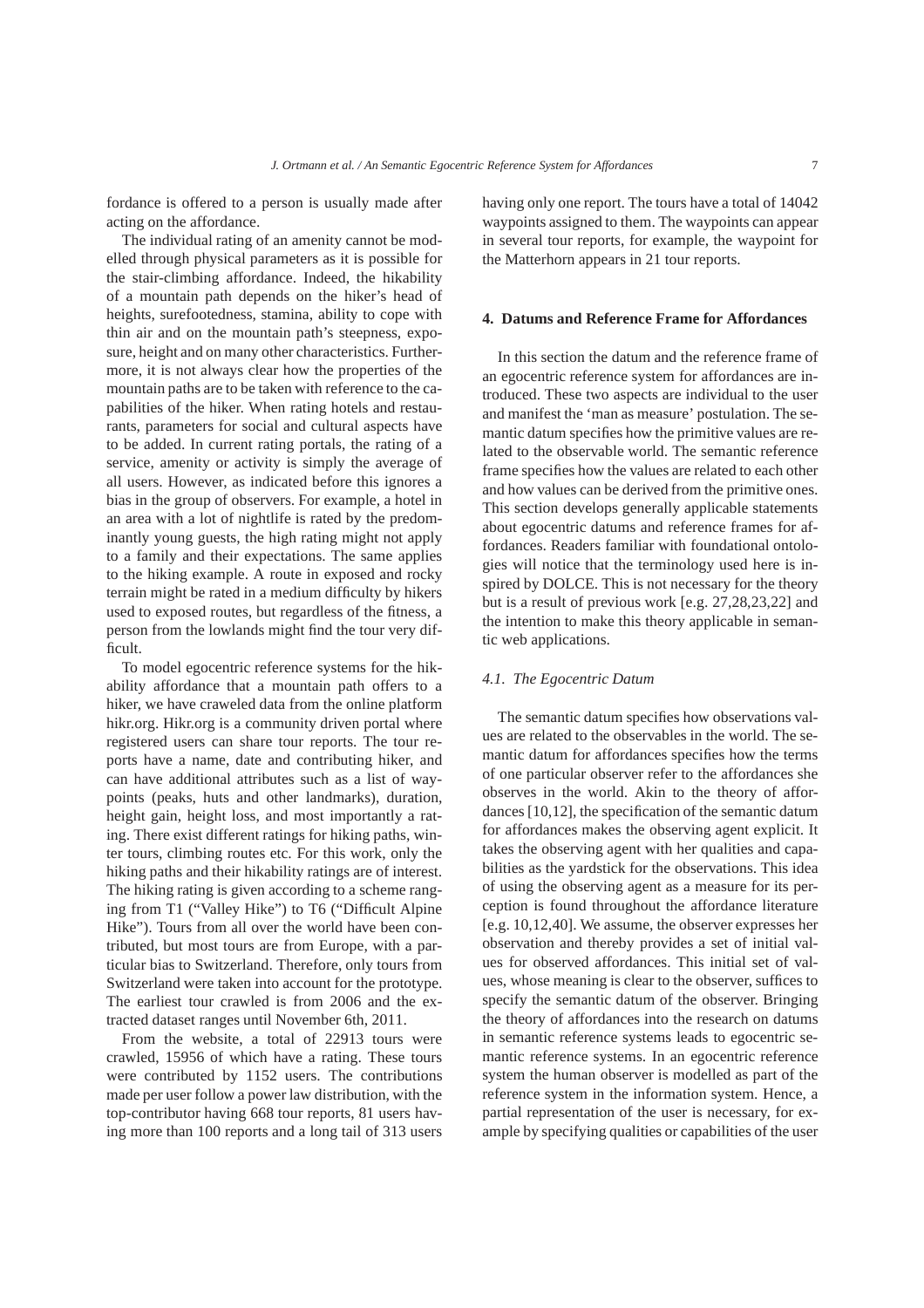fordance is offered to a person is usually made after acting on the affordance.

The individual rating of an amenity cannot be modelled through physical parameters as it is possible for the stair-climbing affordance. Indeed, the hikability of a mountain path depends on the hiker's head of heights, surefootedness, stamina, ability to cope with thin air and on the mountain path's steepness, exposure, height and on many other characteristics. Furthermore, it is not always clear how the properties of the mountain paths are to be taken with reference to the capabilities of the hiker. When rating hotels and restaurants, parameters for social and cultural aspects have to be added. In current rating portals, the rating of a service, amenity or activity is simply the average of all users. However, as indicated before this ignores a bias in the group of observers. For example, a hotel in an area with a lot of nightlife is rated by the predominantly young guests, the high rating might not apply to a family and their expectations. The same applies to the hiking example. A route in exposed and rocky terrain might be rated in a medium difficulty by hikers used to exposed routes, but regardless of the fitness, a person from the lowlands might find the tour very difficult.

To model egocentric reference systems for the hikability affordance that a mountain path offers to a hiker, we have craweled data from the online platform hikr.org. Hikr.org is a community driven portal where registered users can share tour reports. The tour reports have a name, date and contributing hiker, and can have additional attributes such as a list of waypoints (peaks, huts and other landmarks), duration, height gain, height loss, and most importantly a rating. There exist different ratings for hiking paths, winter tours, climbing routes etc. For this work, only the hiking paths and their hikability ratings are of interest. The hiking rating is given according to a scheme ranging from T1 ("Valley Hike") to T6 ("Difficult Alpine Hike"). Tours from all over the world have been contributed, but most tours are from Europe, with a particular bias to Switzerland. Therefore, only tours from Switzerland were taken into account for the prototype. The earliest tour crawled is from 2006 and the extracted dataset ranges until November 6th, 2011.

From the website, a total of 22913 tours were crawled, 15956 of which have a rating. These tours were contributed by 1152 users. The contributions made per user follow a power law distribution, with the top-contributor having 668 tour reports, 81 users having more than 100 reports and a long tail of 313 users having only one report. The tours have a total of 14042 waypoints assigned to them. The waypoints can appear in several tour reports, for example, the waypoint for the Matterhorn appears in 21 tour reports.

## 4. Datums and Reference Frame for Affordances

In this section the datum and the reference frame of an egocentric reference system for affordances are introduced. These two aspects are individual to the user and manifest the 'man as measure' postulation. The semantic datum specifies how the primitive values are related to the observable world. The semantic reference frame specifies how the values are related to each other and how values can be derived from the primitive ones. This section develops generally applicable statements about egocentric datums and reference frames for affordances. Readers familiar with foundational ontologies will notice that the terminology used here is inspired by DOLCE. This is not necessary for the theory but is a result of previous work [e.g. 27,28,23,22] and the intention to make this theory applicable in semantic web applications.

### *4.1. The Egocentric Datum*

The semantic datum specifies how observations values are related to the observables in the world. The semantic datum for affordances specifies how the terms of one particular observer refer to the affordances she observes in the world. Akin to the theory of affordances [10,12], the specification of the semantic datum for affordances makes the observing agent explicit. It takes the observing agent with her qualities and capabilities as the yardstick for the observations. This idea of using the observing agent as a measure for its perception is found throughout the affordance literature [e.g. 10,12,40]. We assume, the observer expresses her observation and thereby provides a set of initial values for observed affordances. This initial set of values, whose meaning is clear to the observer, suffices to specify the semantic datum of the observer. Bringing the theory of affordances into the research on datums in semantic reference systems leads to egocentric semantic reference systems. In an egocentric reference system the human observer is modelled as part of the reference system in the information system. Hence, a partial representation of the user is necessary, for example by specifying qualities or capabilities of the user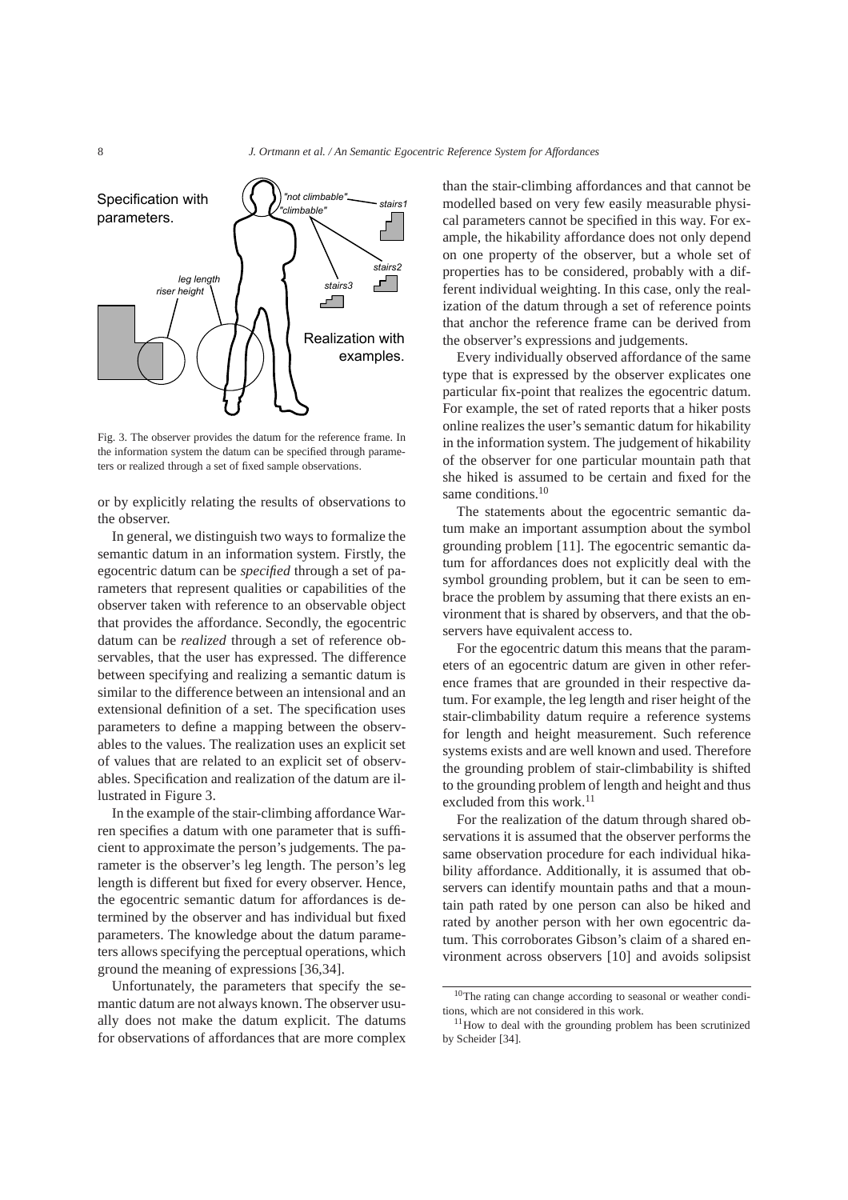Specification with parameters.

"not climbable"

"climbable"

stairs1

stairs2

stairs3

leg length

riser height

Realization with examples.

Fig. 3. The observer provides the datum for the reference frame. In the information system the datum can be specified through parameters or realized through a set of fixed sample observations.

or by explicitly relating the results of observations to the observer.

In general, we distinguish two ways to formalize the semantic datum in an information system. Firstly, the egocentric datum can be *specified* through a set of parameters that represent qualities or capabilities of the observer taken with reference to an observable object that provides the affordance. Secondly, the egocentric datum can be *realized* through a set of reference observables, that the user has expressed. The difference between specifying and realizing a semantic datum is similar to the difference between an intensional and an extensional definition of a set. The specification uses parameters to define a mapping between the observables to the values. The realization uses an explicit set of values that are related to an explicit set of observables. Specification and realization of the datum are illustrated in Figure 3.

In the example of the stair-climbing affordance Warren specifies a datum with one parameter that is sufficient to approximate the person's judgements. The parameter is the observer's leg length. The person's leg length is different but fixed for every observer. Hence, the egocentric semantic datum for affordances is determined by the observer and has individual but fixed parameters. The knowledge about the datum parameters allows specifying the perceptual operations, which ground the meaning of expressions [36,34].

Unfortunately, the parameters that specify the semantic datum are not always known. The observer usually does not make the datum explicit. The datums for observations of affordances that are more complex than the stair-climbing affordances and that cannot be modelled based on very few easily measurable physical parameters cannot be specified in this way. For example, the hikability affordance does not only depend on one property of the observer, but a whole set of properties has to be considered, probably with a different individual weighting. In this case, only the realization of the datum through a set of reference points that anchor the reference frame can be derived from the observer's expressions and judgements.

Every individually observed affordance of the same type that is expressed by the observer explicates one particular fix-point that realizes the egocentric datum. For example, the set of rated reports that a hiker posts online realizes the user's semantic datum for hikability in the information system. The judgement of hikability of the observer for one particular mountain path that she hiked is assumed to be certain and fixed for the same conditions.[10]

The statements about the egocentric semantic datum make an important assumption about the symbol grounding problem [11]. The egocentric semantic datum for affordances does not explicitly deal with the symbol grounding problem, but it can be seen to embrace the problem by assuming that there exists an environment that is shared by observers, and that the observers have equivalent access to.

For the egocentric datum this means that the parameters of an egocentric datum are given in other reference frames that are grounded in their respective datum. For example, the leg length and riser height of the stair-climbability datum require a reference systems for length and height measurement. Such reference systems exists and are well known and used. Therefore the grounding problem of stair-climbability is shifted to the grounding problem of length and height and thus excluded from this work.[11]

For the realization of the datum through shared observations it is assumed that the observer performs the same observation procedure for each individual hikability affordance. Additionally, it is assumed that observers can identify mountain paths and that a mountain path rated by one person can also be hiked and rated by another person with her own egocentric datum. This corroborates Gibson's claim of a shared environment across observers [10] and avoids solipsist

[10]The rating can change according to seasonal or weather conditions, which are not considered in this work.

[11]How to deal with the grounding problem has been scrutinized by Scheider [34].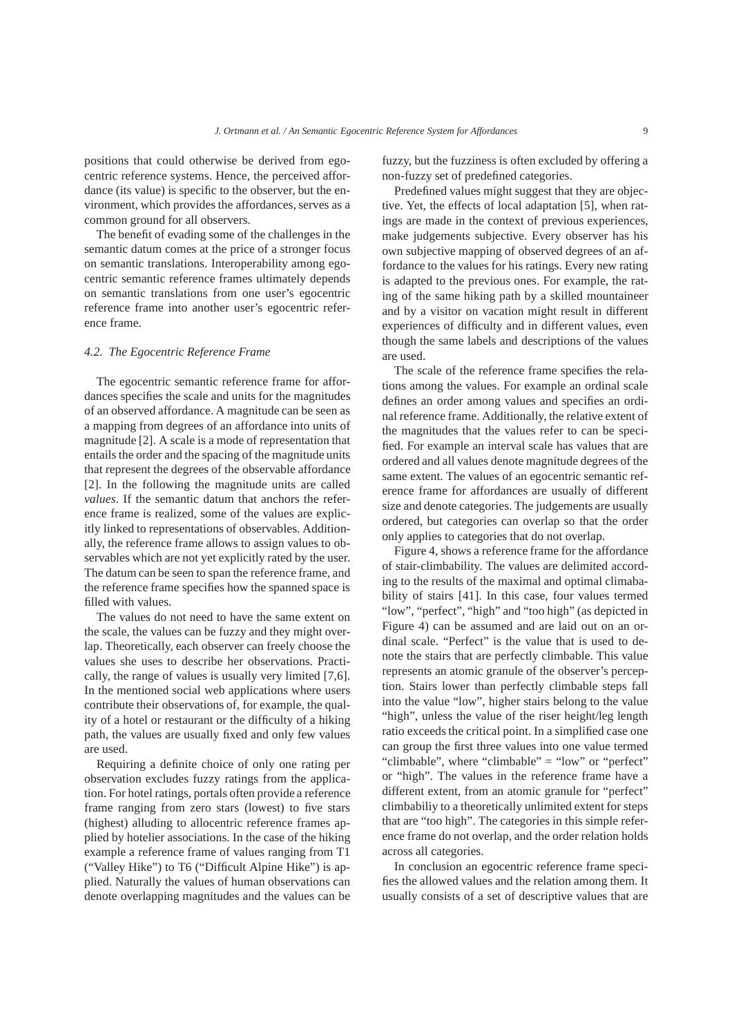positions that could otherwise be derived from egocentric reference systems. Hence, the perceived affordance (its value) is specific to the observer, but the environment, which provides the affordances, serves as a common ground for all observers.

The benefit of evading some of the challenges in the semantic datum comes at the price of a stronger focus on semantic translations. Interoperability among egocentric semantic reference frames ultimately depends on semantic translations from one user's egocentric reference frame into another user's egocentric reference frame.

### *4.2. The Egocentric Reference Frame*

The egocentric semantic reference frame for affordances specifies the scale and units for the magnitudes of an observed affordance. A magnitude can be seen as a mapping from degrees of an affordance into units of magnitude [2]. A scale is a mode of representation that entails the order and the spacing of the magnitude units that represent the degrees of the observable affordance [2]. In the following the magnitude units are called *values*. If the semantic datum that anchors the reference frame is realized, some of the values are explicitly linked to representations of observables. Additionally, the reference frame allows to assign values to observables which are not yet explicitly rated by the user. The datum can be seen to span the reference frame, and the reference frame specifies how the spanned space is filled with values.

The values do not need to have the same extent on the scale, the values can be fuzzy and they might overlap. Theoretically, each observer can freely choose the values she uses to describe her observations. Practically, the range of values is usually very limited [7,6]. In the mentioned social web applications where users contribute their observations of, for example, the quality of a hotel or restaurant or the difficulty of a hiking path, the values are usually fixed and only few values are used.

Requiring a definite choice of only one rating per observation excludes fuzzy ratings from the application. For hotel ratings, portals often provide a reference frame ranging from zero stars (lowest) to five stars (highest) alluding to allocentric reference frames applied by hotelier associations. In the case of the hiking example a reference frame of values ranging from T1 ("Valley Hike") to T6 ("Difficult Alpine Hike") is applied. Naturally the values of human observations can denote overlapping magnitudes and the values can be fuzzy, but the fuzziness is often excluded by offering a non-fuzzy set of predefined categories.

Predefined values might suggest that they are objective. Yet, the effects of local adaptation [5], when ratings are made in the context of previous experiences, make judgements subjective. Every observer has his own subjective mapping of observed degrees of an affordance to the values for his ratings. Every new rating is adapted to the previous ones. For example, the rating of the same hiking path by a skilled mountaineer and by a visitor on vacation might result in different experiences of difficulty and in different values, even though the same labels and descriptions of the values are used.

The scale of the reference frame specifies the relations among the values. For example an ordinal scale defines an order among values and specifies an ordinal reference frame. Additionally, the relative extent of the magnitudes that the values refer to can be specified. For example an interval scale has values that are ordered and all values denote magnitude degrees of the same extent. The values of an egocentric semantic reference frame for affordances are usually of different size and denote categories. The judgements are usually ordered, but categories can overlap so that the order only applies to categories that do not overlap.

Figure 4, shows a reference frame for the affordance of stair-climbability. The values are delimited according to the results of the maximal and optimal climabability of stairs [41]. In this case, four values termed "low", "perfect", "high" and "too high" (as depicted in Figure 4) can be assumed and are laid out on an ordinal scale. "Perfect" is the value that is used to denote the stairs that are perfectly climbable. This value represents an atomic granule of the observer's perception. Stairs lower than perfectly climbable steps fall into the value "low", higher stairs belong to the value "high", unless the value of the riser height/leg length ratio exceeds the critical point. In a simplified case one can group the first three values into one value termed "climbable", where "climbable" = "low" or "perfect" or "high". The values in the reference frame have a different extent, from an atomic granule for "perfect" climbabiliy to a theoretically unlimited extent for steps that are "too high". The categories in this simple reference frame do not overlap, and the order relation holds across all categories.

In conclusion an egocentric reference frame specifies the allowed values and the relation among them. It usually consists of a set of descriptive values that are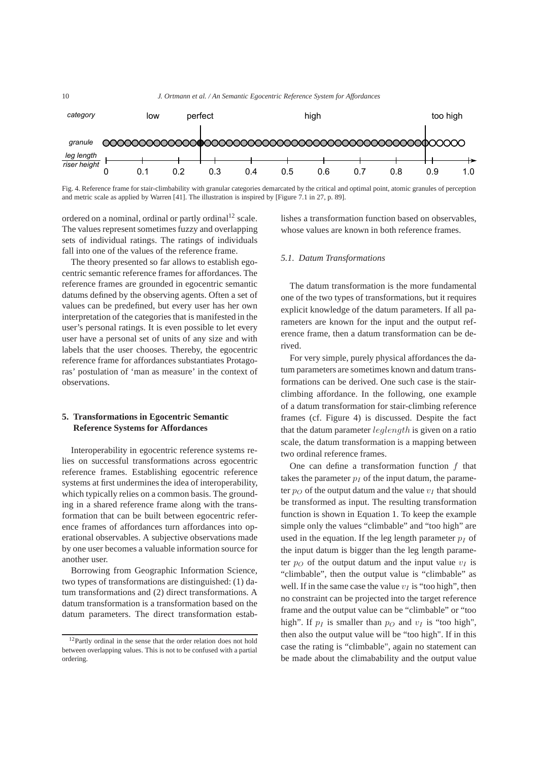category low perfect high too high

granule

leg length / riser height 0 0.1 0.2 0.3 0.4 0.5 0.6 0.7 0.8 0.9 1.0

Fig. 4. Reference frame for stair-climbability with granular categories demarcated by the critical and optimal point, atomic granules of perception and metric scale as applied by Warren [41]. The illustration is inspired by [Figure 7.1 in 27, p. 89].

ordered on a nominal, ordinal or partly ordinal[12] scale. The values represent sometimes fuzzy and overlapping sets of individual ratings. The ratings of individuals fall into one of the values of the reference frame.

The theory presented so far allows to establish egocentric semantic reference frames for affordances. The reference frames are grounded in egocentric semantic datums defined by the observing agents. Often a set of values can be predefined, but every user has her own interpretation of the categories that is manifested in the user's personal ratings. It is even possible to let every user have a personal set of units of any size and with labels that the user chooses. Thereby, the egocentric reference frame for affordances substantiates Protagoras' postulation of 'man as measure' in the context of observations.

## 5. Transformations in Egocentric Semantic Reference Systems for Affordances

Interoperability in egocentric reference systems relies on successful transformations across egocentric reference frames. Establishing egocentric reference systems at first undermines the idea of interoperability, which typically relies on a common basis. The grounding in a shared reference frame along with the transformation that can be built between egocentric reference frames of affordances turn affordances into operational observables. A subjective observations made by one user becomes a valuable information source for another user.

Borrowing from Geographic Information Science, two types of transformations are distinguished: (1) datum transformations and (2) direct transformations. A datum transformation is a transformation based on the datum parameters. The direct transformation establishes a transformation function based on observables, whose values are known in both reference frames.

### 5.1. Datum Transformations

The datum transformation is the more fundamental one of the two types of transformations, but it requires explicit knowledge of the datum parameters. If all parameters are known for the input and the output reference frame, then a datum transformation can be derived.

For very simple, purely physical affordances the datum parameters are sometimes known and datum transformations can be derived. One such case is the stair-climbing affordance. In the following, one example of a datum transformation for stair-climbing reference frames (cf. Figure 4) is discussed. Despite the fact that the datum parameter $leglength$ is given on a ratio scale, the datum transformation is a mapping between two ordinal reference frames.

One can define a transformation function $f$ that takes the parameter $p_I$ of the input datum, the parameter $p_O$ of the output datum and the value $v_I$ that should be transformed as input. The resulting transformation function is shown in Equation 1. To keep the example simple only the values "climbable" and "too high" are used in the equation. If the leg length parameter $p_I$ of the input datum is bigger than the leg length parameter $p_O$ of the output datum and the input value $v_I$ is "climbable", then the output value is "climbable" as well. If in the same case the value $v_I$ is "too high", then no constraint can be projected into the target reference frame and the output value can be "climbable" or "too high". If $p_I$ is smaller than $p_O$ and $v_I$ is "too high", then also the output value will be "too high". If in this case the rating is "climbable", again no statement can be made about the climabability and the output value

[12]Partly ordinal in the sense that the order relation does not hold between overlapping values. This is not to be confused with a partial ordering.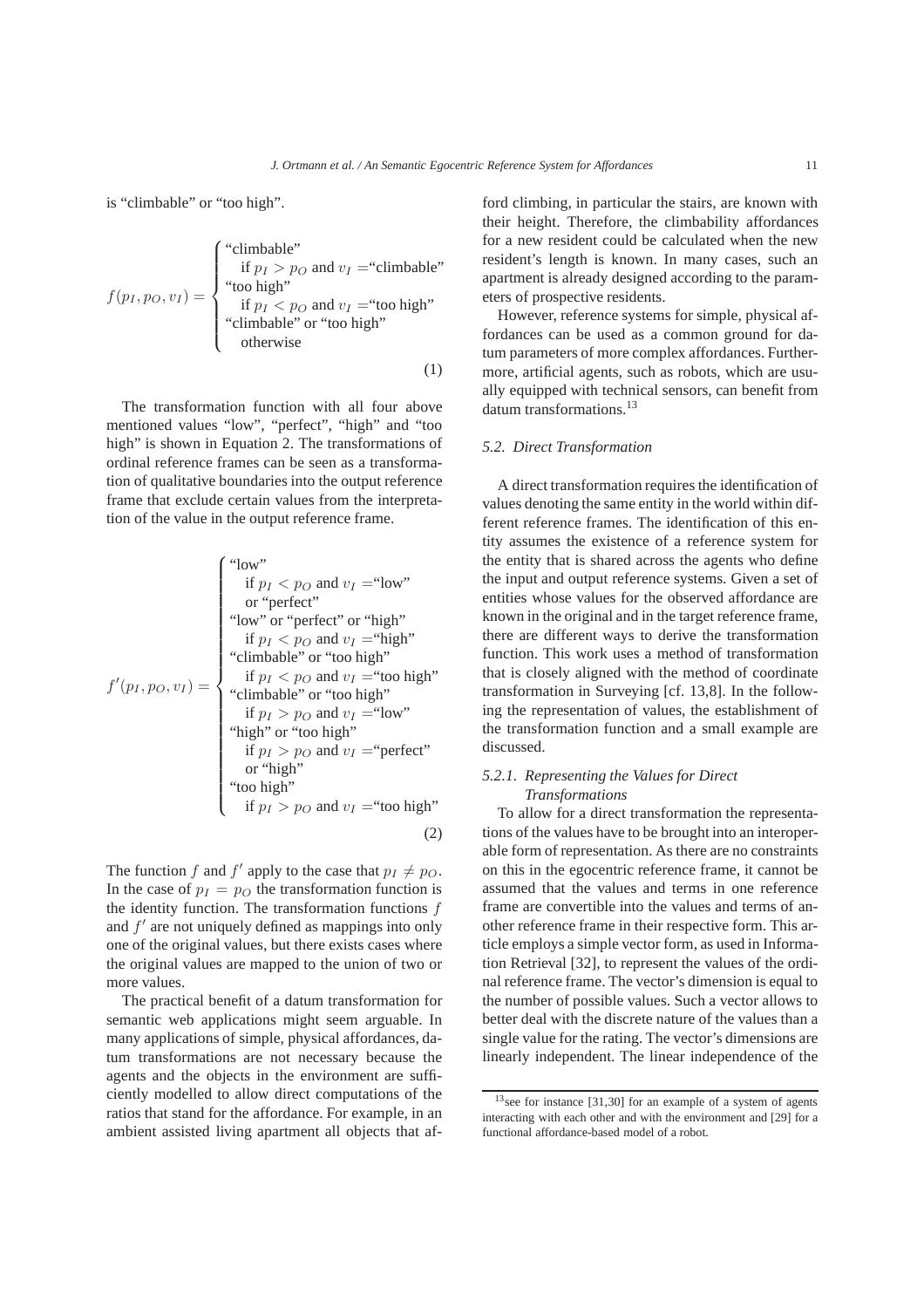is "climbable" or "too high".

$$
f(p_I, p_O, v_I) = \begin{cases} \text{"climbable"} \\ \quad \text{if } p_I > p_O \text{ and } v_I = \text{"climbable"} \\ \text{"too high"} \\ \quad \text{if } p_I < p_O \text{ and } v_I = \text{"too high"} \\ \text{"climbable" or "too high"} \\ \quad \text{otherwise} \end{cases} \tag{1}
$$

The transformation function with all four above mentioned values "low", "perfect", "high" and "too high" is shown in Equation 2. The transformations of ordinal reference frames can be seen as a transformation of qualitative boundaries into the output reference frame that exclude certain values from the interpretation of the value in the output reference frame.

$$
f'(p_I, p_O, v_I) = \begin{cases} \text{"low"} \\ \quad \text{if } p_I < p_O \text{ and } v_I = \text{"low"} \\ \quad \text{or "perfect"} \\ \text{"low" or "perfect" or "high"} \\ \quad \text{if } p_I < p_O \text{ and } v_I = \text{"high"} \\ \text{"climbable" or "too high"} \\ \quad \text{if } p_I < p_O \text{ and } v_I = \text{"too high"} \\ \text{"climbable" or "too high"} \\ \quad \text{if } p_I > p_O \text{ and } v_I = \text{"low"} \\ \text{"high" or "too high"} \\ \quad \text{if } p_I > p_O \text{ and } v_I = \text{"perfect"} \\ \quad \text{or "high"} \\ \text{"too high"} \\ \quad \text{if } p_I > p_O \text{ and } v_I = \text{"too high"} \end{cases} \tag{2}
$$

The function $f$ and $f'$ apply to the case that $p_I \neq p_O$. In the case of $p_I = p_O$ the transformation function is the identity function. The transformation functions $f$ and $f'$ are not uniquely defined as mappings into only one of the original values, but there exists cases where the original values are mapped to the union of two or more values.

The practical benefit of a datum transformation for semantic web applications might seem arguable. In many applications of simple, physical affordances, datum transformations are not necessary because the agents and the objects in the environment are sufficiently modelled to allow direct computations of the ratios that stand for the affordance. For example, in an ambient assisted living apartment all objects that afford climbing, in particular the stairs, are known with their height. Therefore, the climbability affordances for a new resident could be calculated when the new resident's length is known. In many cases, such an apartment is already designed according to the parameters of prospective residents.

However, reference systems for simple, physical affordances can be used as a common ground for datum parameters of more complex affordances. Furthermore, artificial agents, such as robots, which are usually equipped with technical sensors, can benefit from datum transformations.[13]

### 5.2. Direct Transformation

A direct transformation requires the identification of values denoting the same entity in the world within different reference frames. The identification of this entity assumes the existence of a reference system for the entity that is shared across the agents who define the input and output reference systems. Given a set of entities whose values for the observed affordance are known in the original and in the target reference frame, there are different ways to derive the transformation function. This work uses a method of transformation that is closely aligned with the method of coordinate transformation in Surveying [cf. 13,8]. In the following the representation of values, the establishment of the transformation function and a small example are discussed.

#### 5.2.1. Representing the Values for Direct Transformations

To allow for a direct transformation the representations of the values have to be brought into an interoperable form of representation. As there are no constraints on this in the egocentric reference frame, it cannot be assumed that the values and terms in one reference frame are convertible into the values and terms of another reference frame in their respective form. This article employs a simple vector form, as used in Information Retrieval [32], to represent the values of the ordinal reference frame. The vector's dimension is equal to the number of possible values. Such a vector allows to better deal with the discrete nature of the values than a single value for the rating. The vector's dimensions are linearly independent. The linear independence of the

[13] see for instance [31,30] for an example of a system of agents interacting with each other and with the environment and [29] for a functional affordance-based model of a robot.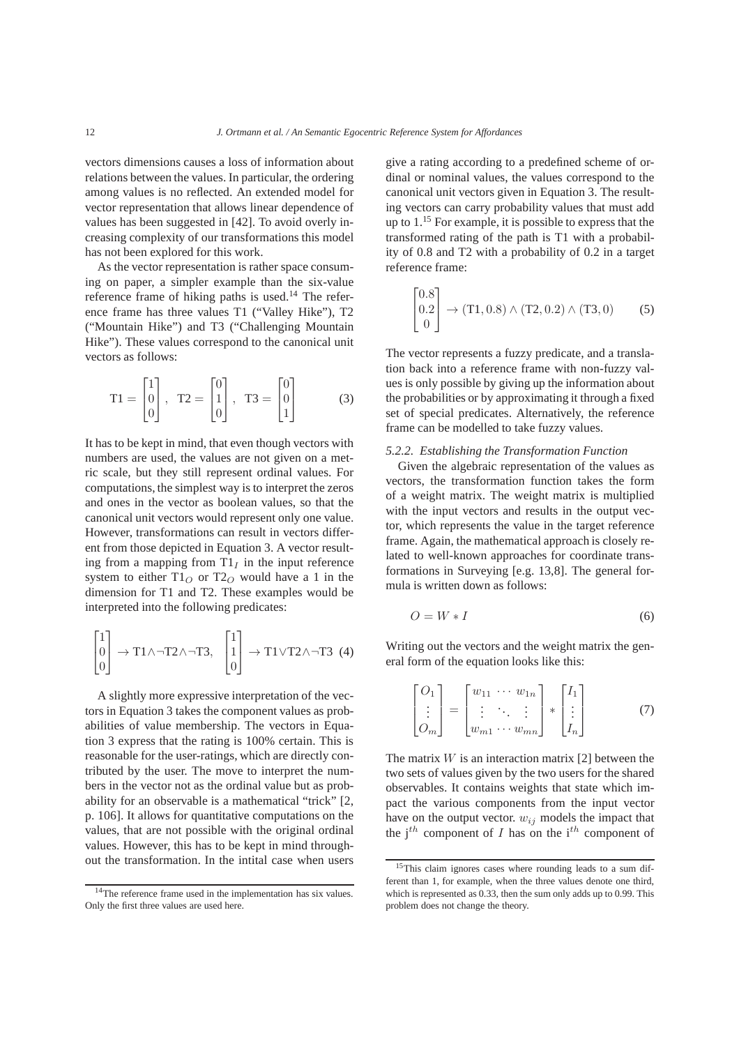vectors dimensions causes a loss of information about relations between the values. In particular, the ordering among values is no reflected. An extended model for vector representation that allows linear dependence of values has been suggested in [42]. To avoid overly increasing complexity of our transformations this model has not been explored for this work.

As the vector representation is rather space consuming on paper, a simpler example than the six-value reference frame of hiking paths is used.[14] The reference frame has three values T1 ("Valley Hike"), T2 ("Mountain Hike") and T3 ("Challenging Mountain Hike"). These values correspond to the canonical unit vectors as follows:

$$\mathrm{T1} = \begin{bmatrix} 1 \\ 0 \\ 0 \end{bmatrix}, \quad \mathrm{T2} = \begin{bmatrix} 0 \\ 1 \\ 0 \end{bmatrix}, \quad \mathrm{T3} = \begin{bmatrix} 0 \\ 0 \\ 1 \end{bmatrix} \tag{3}$$

It has to be kept in mind, that even though vectors with numbers are used, the values are not given on a metric scale, but they still represent ordinal values. For computations, the simplest way is to interpret the zeros and ones in the vector as boolean values, so that the canonical unit vectors would represent only one value. However, transformations can result in vectors different from those depicted in Equation 3. A vector resulting from a mapping from $\mathrm{T1}_I$ in the input reference system to either $\mathrm{T1}_O$ or $\mathrm{T2}_O$ would have a 1 in the dimension for T1 and T2. These examples would be interpreted into the following predicates:

$$\begin{bmatrix} 1 \\ 0 \\ 0 \end{bmatrix} \rightarrow \mathrm{T1} \wedge \neg \mathrm{T2} \wedge \neg \mathrm{T3}, \quad \begin{bmatrix} 1 \\ 1 \\ 0 \end{bmatrix} \rightarrow \mathrm{T1} \vee \mathrm{T2} \wedge \neg \mathrm{T3} \tag{4}$$

A slightly more expressive interpretation of the vectors in Equation 3 takes the component values as probabilities of value membership. The vectors in Equation 3 express that the rating is 100% certain. This is reasonable for the user-ratings, which are directly contributed by the user. The move to interpret the numbers in the vector not as the ordinal value but as probability for an observable is a mathematical "trick" [2, p. 106]. It allows for quantitative computations on the values, that are not possible with the original ordinal values. However, this has to be kept in mind throughout the transformation. In the intital case when users give a rating according to a predefined scheme of ordinal or nominal values, the values correspond to the canonical unit vectors given in Equation 3. The resulting vectors can carry probability values that must add up to 1.[15] For example, it is possible to express that the transformed rating of the path is T1 with a probability of 0.8 and T2 with a probability of 0.2 in a target reference frame:

$$\begin{bmatrix} 0.8 \\ 0.2 \\ 0 \end{bmatrix} \rightarrow (\mathrm{T1}, 0.8) \wedge (\mathrm{T2}, 0.2) \wedge (\mathrm{T3}, 0) \tag{5}$$

The vector represents a fuzzy predicate, and a translation back into a reference frame with non-fuzzy values is only possible by giving up the information about the probabilities or by approximating it through a fixed set of special predicates. Alternatively, the reference frame can be modelled to take fuzzy values.

#### *5.2.2. Establishing the Transformation Function*

Given the algebraic representation of the values as vectors, the transformation function takes the form of a weight matrix. The weight matrix is multiplied with the input vectors and results in the output vector, which represents the value in the target reference frame. Again, the mathematical approach is closely related to well-known approaches for coordinate transformations in Surveying [e.g. 13,8]. The general formula is written down as follows:

$$O = W * I \tag{6}$$

Writing out the vectors and the weight matrix the general form of the equation looks like this:

$$\begin{bmatrix} O_1 \\ \vdots \\ O_m \end{bmatrix} = \begin{bmatrix} w_{11} & \cdots & w_{1n} \\ \vdots & \ddots & \vdots \\ w_{m1} & \cdots & w_{mn} \end{bmatrix} * \begin{bmatrix} I_1 \\ \vdots \\ I_n \end{bmatrix} \tag{7}$$

The matrix $W$ is an interaction matrix [2] between the two sets of values given by the two users for the shared observables. It contains weights that state which impact the various components from the input vector have on the output vector. $w_{ij}$ models the impact that the $\mathrm{j}^{th}$ component of $I$ has on the $\mathrm{i}^{th}$ component of

---

[14] The reference frame used in the implementation has six values. Only the first three values are used here.

[15] This claim ignores cases where rounding leads to a sum different than 1, for example, when the three values denote one third, which is represented as 0.33, then the sum only adds up to 0.99. This problem does not change the theory.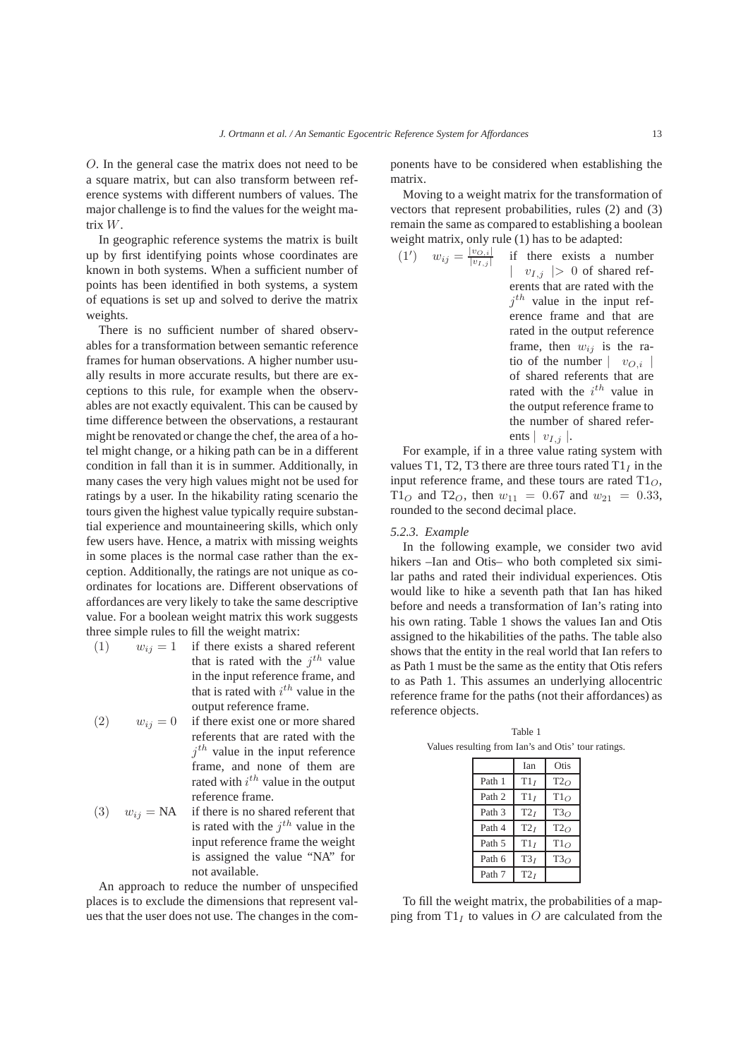$O$. In the general case the matrix does not need to be a square matrix, but can also transform between reference systems with different numbers of values. The major challenge is to find the values for the weight matrix $W$.

In geographic reference systems the matrix is built up by first identifying points whose coordinates are known in both systems. When a sufficient number of points has been identified in both systems, a system of equations is set up and solved to derive the matrix weights.

There is no sufficient number of shared observables for a transformation between semantic reference frames for human observations. A higher number usually results in more accurate results, but there are exceptions to this rule, for example when the observables are not exactly equivalent. This can be caused by time difference between the observations, a restaurant might be renovated or change the chef, the area of a hotel might change, or a hiking path can be in a different condition in fall than it is in summer. Additionally, in many cases the very high values might not be used for ratings by a user. In the hikability rating scenario the tours given the highest value typically require substantial experience and mountaineering skills, which only few users have. Hence, a matrix with missing weights in some places is the normal case rather than the exception. Additionally, the ratings are not unique as coordinates for locations are. Different observations of affordances are very likely to take the same descriptive value. For a boolean weight matrix this work suggests three simple rules to fill the weight matrix:

(1) $w_{ij} = 1$ if there exists a shared referent that is rated with the $j^{th}$ value in the input reference frame, and that is rated with $i^{th}$ value in the output reference frame.

(2) $w_{ij} = 0$ if there exist one or more shared referents that are rated with the $j^{th}$ value in the input reference frame, and none of them are rated with $i^{th}$ value in the output reference frame.

(3) $w_{ij} = \text{NA}$ if there is no shared referent that is rated with the $j^{th}$ value in the input reference frame the weight is assigned the value "NA" for not available.

An approach to reduce the number of unspecified places is to exclude the dimensions that represent values that the user does not use. The changes in the components have to be considered when establishing the matrix.

Moving to a weight matrix for the transformation of vectors that represent probabilities, rules (2) and (3) remain the same as compared to establishing a boolean weight matrix, only rule (1) has to be adapted:

$(1')$ $w_{ij} = \frac{|v_{O,i}|}{|v_{I,j}|}$ if there exists a number $| v_{I,j} | > 0$ of shared referents that are rated with the $j^{th}$ value in the input reference frame and that are rated in the output reference frame, then $w_{ij}$ is the ratio of the number $| v_{O,i} |$ of shared referents that are rated with the $i^{th}$ value in the output reference frame to the number of shared referents $| v_{I,j} |$.

For example, if in a three value rating system with values T1, T2, T3 there are three tours rated $T1_I$ in the input reference frame, and these tours are rated $T1_O$, $T1_O$ and $T2_O$, then $w_{11} = 0.67$ and $w_{21} = 0.33$, rounded to the second decimal place.

### *5.2.3. Example*

In the following example, we consider two avid hikers –Ian and Otis– who both completed six similar paths and rated their individual experiences. Otis would like to hike a seventh path that Ian has hiked before and needs a transformation of Ian's rating into his own rating. Table 1 shows the values Ian and Otis assigned to the hikabilities of the paths. The table also shows that the entity in the real world that Ian refers to as Path 1 must be the same as the entity that Otis refers to as Path 1. This assumes an underlying allocentric reference frame for the paths (not their affordances) as reference objects.

Table 1

Values resulting from Ian's and Otis' tour ratings.

| | Ian | Otis |
|---|---|---|
| Path 1 | $T1_I$ | $T2_O$ |
| Path 2 | $T1_I$ | $T1_O$ |
| Path 3 | $T2_I$ | $T3_O$ |
| Path 4 | $T2_I$ | $T2_O$ |
| Path 5 | $T1_I$ | $T1_O$ |
| Path 6 | $T3_I$ | $T3_O$ |
| Path 7 | $T2_I$ | |

To fill the weight matrix, the probabilities of a mapping from $T1_I$ to values in $O$ are calculated from the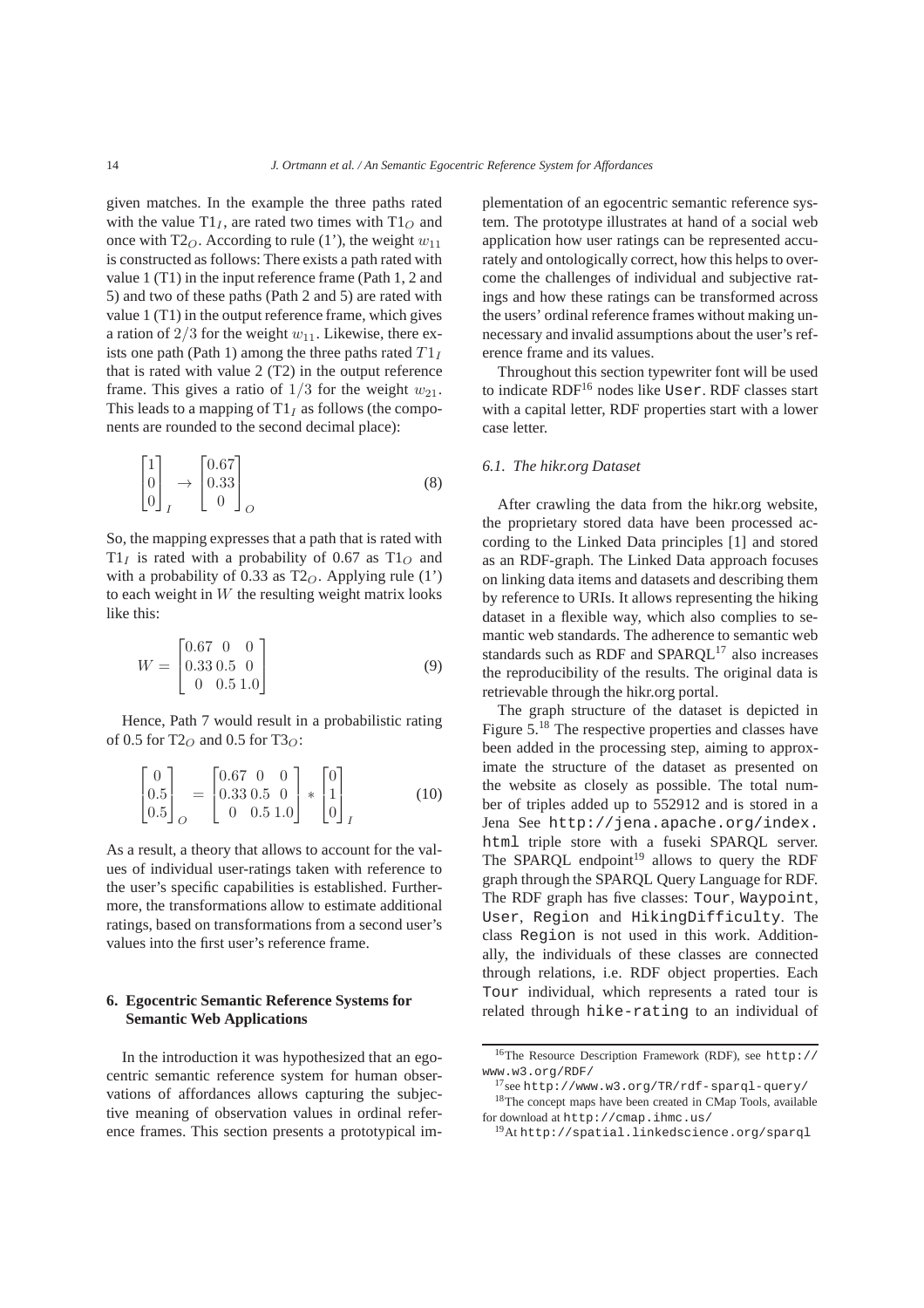given matches. In the example the three paths rated with the value $T1_I$, are rated two times with $T1_O$ and once with $T2_O$. According to rule (1'), the weight $w_{11}$ is constructed as follows: There exists a path rated with value 1 (T1) in the input reference frame (Path 1, 2 and 5) and two of these paths (Path 2 and 5) are rated with value 1 (T1) in the output reference frame, which gives a ration of $2/3$ for the weight $w_{11}$. Likewise, there exists one path (Path 1) among the three paths rated $T1_I$ that is rated with value 2 (T2) in the output reference frame. This gives a ratio of $1/3$ for the weight $w_{21}$. This leads to a mapping of $T1_I$ as follows (the components are rounded to the second decimal place):

$$\begin{bmatrix} 1 \\ 0 \\ 0 \end{bmatrix}_I \rightarrow \begin{bmatrix} 0.67 \\ 0.33 \\ 0 \end{bmatrix}_O \tag{8}$$

So, the mapping expresses that a path that is rated with $T1_I$ is rated with a probability of 0.67 as $T1_O$ and with a probability of 0.33 as $T2_O$. Applying rule (1') to each weight in $W$ the resulting weight matrix looks like this:

$$W = \begin{bmatrix} 0.67 & 0 & 0 \\ 0.33 & 0.5 & 0 \\ 0 & 0.5 & 1.0 \end{bmatrix} \tag{9}$$

Hence, Path 7 would result in a probabilistic rating of 0.5 for $T2_O$ and 0.5 for $T3_O$:

$$\begin{bmatrix} 0 \\ 0.5 \\ 0.5 \end{bmatrix}_O = \begin{bmatrix} 0.67 & 0 & 0 \\ 0.33 & 0.5 & 0 \\ 0 & 0.5 & 1.0 \end{bmatrix} * \begin{bmatrix} 0 \\ 1 \\ 0 \end{bmatrix}_I \tag{10}$$

As a result, a theory that allows to account for the values of individual user-ratings taken with reference to the user's specific capabilities is established. Furthermore, the transformations allow to estimate additional ratings, based on transformations from a second user's values into the first user's reference frame.

## 6. Egocentric Semantic Reference Systems for Semantic Web Applications

In the introduction it was hypothesized that an egocentric semantic reference system for human observations of affordances allows capturing the subjective meaning of observation values in ordinal reference frames. This section presents a prototypical implementation of an egocentric semantic reference system. The prototype illustrates at hand of a social web application how user ratings can be represented accurately and ontologically correct, how this helps to overcome the challenges of individual and subjective ratings and how these ratings can be transformed across the users' ordinal reference frames without making unnecessary and invalid assumptions about the user's reference frame and its values.

Throughout this section typewriter font will be used to indicate RDF[16] nodes like `User`. RDF classes start with a capital letter, RDF properties start with a lower case letter.

### 6.1. The hikr.org Dataset

After crawling the data from the hikr.org website, the proprietary stored data have been processed according to the Linked Data principles [1] and stored as an RDF-graph. The Linked Data approach focuses on linking data items and datasets and describing them by reference to URIs. It allows representing the hiking dataset in a flexible way, which also complies to semantic web standards. The adherence to semantic web standards such as RDF and SPARQL[17] also increases the reproducibility of the results. The original data is retrievable through the hikr.org portal.

The graph structure of the dataset is depicted in Figure 5.[18] The respective properties and classes have been added in the processing step, aiming to approximate the structure of the dataset as presented on the website as closely as possible. The total number of triples added up to 552912 and is stored in a Jena See `http://jena.apache.org/index.html` triple store with a fuseki SPARQL server. The SPARQL endpoint[19] allows to query the RDF graph through the SPARQL Query Language for RDF. The RDF graph has five classes: `Tour`, `Waypoint`, `User`, `Region` and `HikingDifficulty`. The class `Region` is not used in this work. Additionally, the individuals of these classes are connected through relations, i.e. RDF object properties. Each `Tour` individual, which represents a rated tour is related through `hike-rating` to an individual of

[16] The Resource Description Framework (RDF), see `http://www.w3.org/RDF/`

[17] see `http://www.w3.org/TR/rdf-sparql-query/`

[18] The concept maps have been created in CMap Tools, available for download at `http://cmap.ihmc.us/`

[19] At `http://spatial.linkedscience.org/sparql`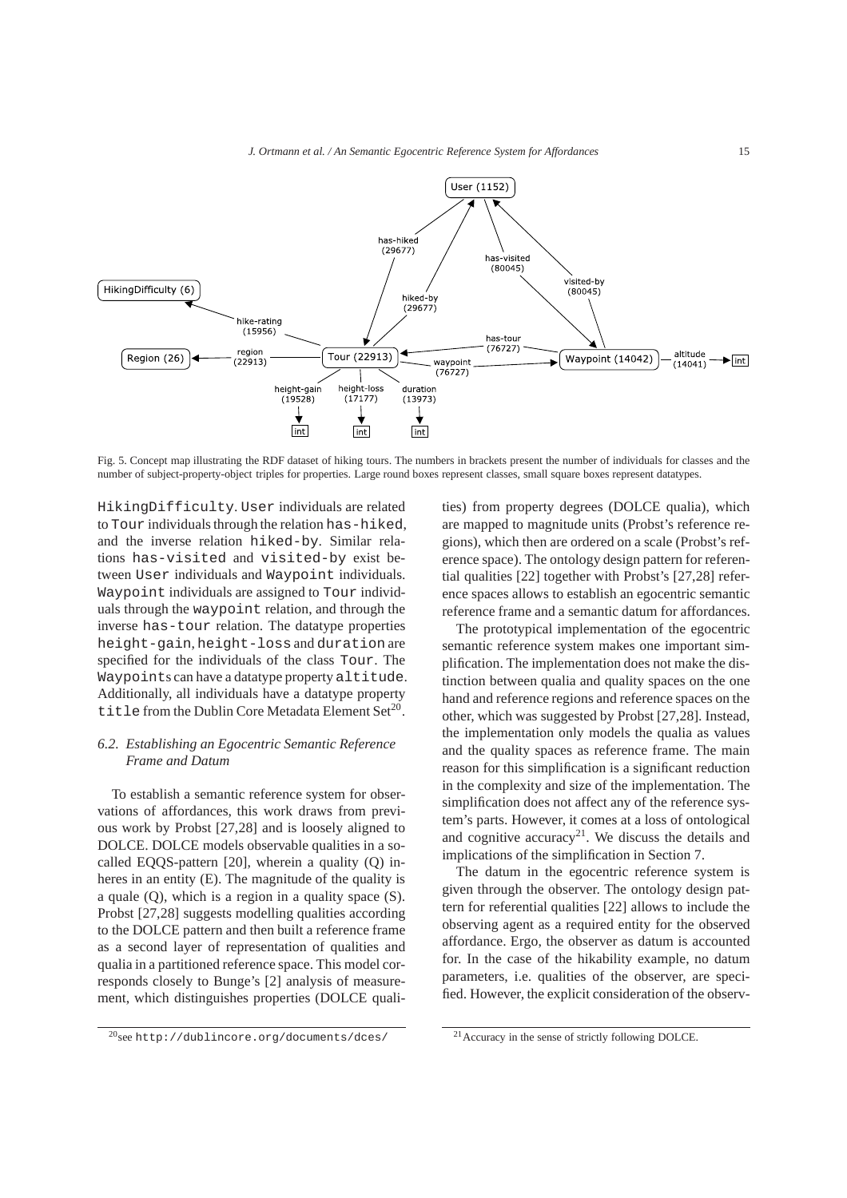Fig. 5. Concept map illustrating the RDF dataset of hiking tours. The numbers in brackets present the number of individuals for classes and the number of subject-property-object triples for properties. Large round boxes represent classes, small square boxes represent datatypes.

HikingDifficulty. User individuals are related to Tour individuals through the relation has-hiked, and the inverse relation hiked-by. Similar relations has-visited and visited-by exist between User individuals and Waypoint individuals. Waypoint individuals are assigned to Tour individuals through the waypoint relation, and through the inverse has-tour relation. The datatype properties height-gain, height-loss and duration are specified for the individuals of the class Tour. The Waypoints can have a datatype property altitude. Additionally, all individuals have a datatype property title from the Dublin Core Metadata Element Set[20].

### 6.2. Establishing an Egocentric Semantic Reference Frame and Datum

To establish a semantic reference system for observations of affordances, this work draws from previous work by Probst [27,28] and is loosely aligned to DOLCE. DOLCE models observable qualities in a so-called EQQS-pattern [20], wherein a quality (Q) inheres in an entity (E). The magnitude of the quality is a quale (Q), which is a region in a quality space (S). Probst [27,28] suggests modelling qualities according to the DOLCE pattern and then built a reference frame as a second layer of representation of qualities and qualia in a partitioned reference space. This model corresponds closely to Bunge's [2] analysis of measurement, which distinguishes properties (DOLCE qualities) from property degrees (DOLCE qualia), which are mapped to magnitude units (Probst's reference regions), which then are ordered on a scale (Probst's reference space). The ontology design pattern for referential qualities [22] together with Probst's [27,28] reference spaces allows to establish an egocentric semantic reference frame and a semantic datum for affordances.

The prototypical implementation of the egocentric semantic reference system makes one important simplification. The implementation does not make the distinction between qualia and quality spaces on the one hand and reference regions and reference spaces on the other, which was suggested by Probst [27,28]. Instead, the implementation only models the qualia as values and the quality spaces as reference frame. The main reason for this simplification is a significant reduction in the complexity and size of the implementation. The simplification does not affect any of the reference system's parts. However, it comes at a loss of ontological and cognitive accuracy[21]. We discuss the details and implications of the simplification in Section 7.

The datum in the egocentric reference system is given through the observer. The ontology design pattern for referential qualities [22] allows to include the observing agent as a required entity for the observed affordance. Ergo, the observer as datum is accounted for. In the case of the hikability example, no datum parameters, i.e. qualities of the observer, are specified. However, the explicit consideration of the observ-

[20]see http://dublincore.org/documents/dces/

[21]Accuracy in the sense of strictly following DOLCE.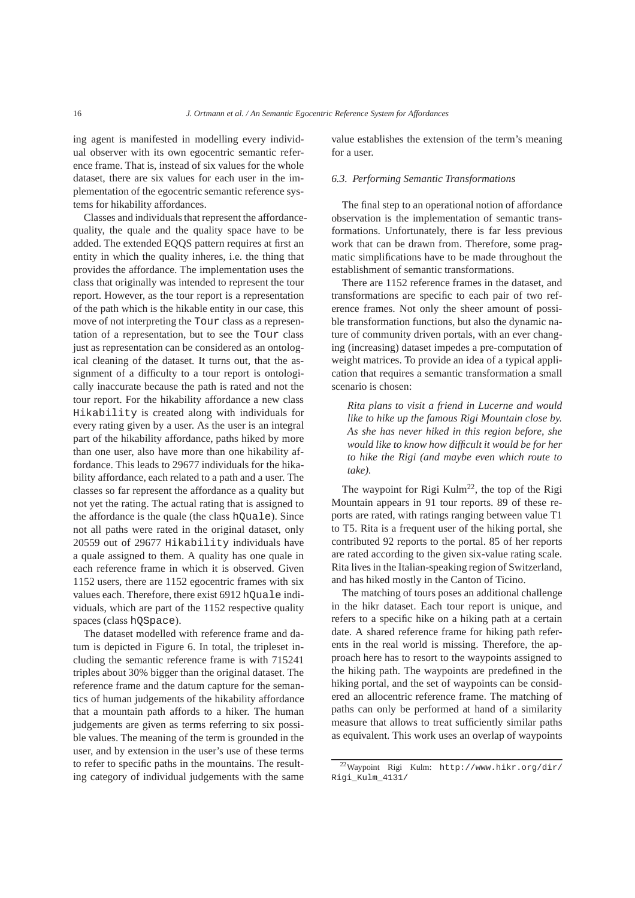ing agent is manifested in modelling every individual observer with its own egocentric semantic reference frame. That is, instead of six values for the whole dataset, there are six values for each user in the implementation of the egocentric semantic reference systems for hikability affordances.

Classes and individuals that represent the affordance-quality, the quale and the quality space have to be added. The extended EQQS pattern requires at first an entity in which the quality inheres, i.e. the thing that provides the affordance. The implementation uses the class that originally was intended to represent the tour report. However, as the tour report is a representation of the path which is the hikable entity in our case, this move of not interpreting the `Tour` class as a representation of a representation, but to see the `Tour` class just as representation can be considered as an ontological cleaning of the dataset. It turns out, that the assignment of a difficulty to a tour report is ontologically inaccurate because the path is rated and not the tour report. For the hikability affordance a new class `Hikability` is created along with individuals for every rating given by a user. As the user is an integral part of the hikability affordance, paths hiked by more than one user, also have more than one hikability affordance. This leads to 29677 individuals for the hikability affordance, each related to a path and a user. The classes so far represent the affordance as a quality but not yet the rating. The actual rating that is assigned to the affordance is the quale (the class `hQuale`). Since not all paths were rated in the original dataset, only 20559 out of 29677 `Hikability` individuals have a quale assigned to them. A quality has one quale in each reference frame in which it is observed. Given 1152 users, there are 1152 egocentric frames with six values each. Therefore, there exist 6912 `hQuale` individuals, which are part of the 1152 respective quality spaces (class `hQSpace`).

The dataset modelled with reference frame and datum is depicted in Figure 6. In total, the tripleset including the semantic reference frame is with 715241 triples about 30% bigger than the original dataset. The reference frame and the datum capture for the semantics of human judgements of the hikability affordance that a mountain path affords to a hiker. The human judgements are given as terms referring to six possible values. The meaning of the term is grounded in the user, and by extension in the user's use of these terms to refer to specific paths in the mountains. The resulting category of individual judgements with the same value establishes the extension of the term's meaning for a user.

### 6.3. Performing Semantic Transformations

The final step to an operational notion of affordance observation is the implementation of semantic transformations. Unfortunately, there is far less previous work that can be drawn from. Therefore, some pragmatic simplifications have to be made throughout the establishment of semantic transformations.

There are 1152 reference frames in the dataset, and transformations are specific to each pair of two reference frames. Not only the sheer amount of possible transformation functions, but also the dynamic nature of community driven portals, with an ever changing (increasing) dataset impedes a pre-computation of weight matrices. To provide an idea of a typical application that requires a semantic transformation a small scenario is chosen:

> *Rita plans to visit a friend in Lucerne and would like to hike up the famous Rigi Mountain close by. As she has never hiked in this region before, she would like to know how difficult it would be for her to hike the Rigi (and maybe even which route to take).*

The waypoint for Rigi Kulm[22], the top of the Rigi Mountain appears in 91 tour reports. 89 of these reports are rated, with ratings ranging between value T1 to T5. Rita is a frequent user of the hiking portal, she contributed 92 reports to the portal. 85 of her reports are rated according to the given six-value rating scale. Rita lives in the Italian-speaking region of Switzerland, and has hiked mostly in the Canton of Ticino.

The matching of tours poses an additional challenge in the hikr dataset. Each tour report is unique, and refers to a specific hike on a hiking path at a certain date. A shared reference frame for hiking path referents in the real world is missing. Therefore, the approach here has to resort to the waypoints assigned to the hiking path. The waypoints are predefined in the hiking portal, and the set of waypoints can be considered an allocentric reference frame. The matching of paths can only be performed at hand of a similarity measure that allows to treat sufficiently similar paths as equivalent. This work uses an overlap of waypoints

[22] Waypoint Rigi Kulm: http://www.hikr.org/dir/Rigi_Kulm_4131/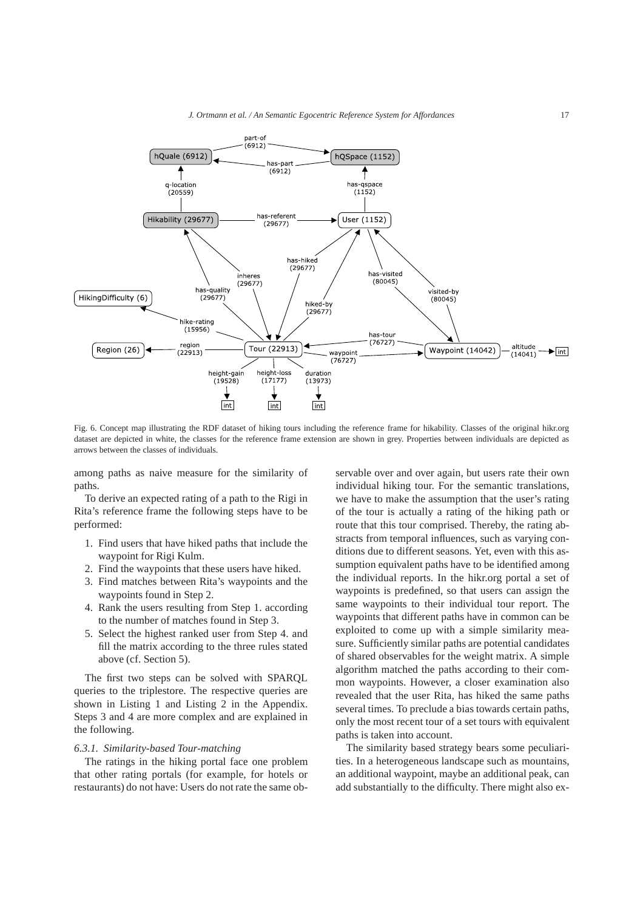Fig. 6. Concept map illustrating the RDF dataset of hiking tours including the reference frame for hikability. Classes of the original hikr.org dataset are depicted in white, the classes for the reference frame extension are shown in grey. Properties between individuals are depicted as arrows between the classes of individuals.

among paths as naive measure for the similarity of paths.

To derive an expected rating of a path to the Rigi in Rita's reference frame the following steps have to be performed:

1. Find users that have hiked paths that include the waypoint for Rigi Kulm.
2. Find the waypoints that these users have hiked.
3. Find matches between Rita's waypoints and the waypoints found in Step 2.
4. Rank the users resulting from Step 1. according to the number of matches found in Step 3.
5. Select the highest ranked user from Step 4. and fill the matrix according to the three rules stated above (cf. Section 5).

The first two steps can be solved with SPARQL queries to the triplestore. The respective queries are shown in Listing 1 and Listing 2 in the Appendix. Steps 3 and 4 are more complex and are explained in the following.

### *6.3.1. Similarity-based Tour-matching*

The ratings in the hiking portal face one problem that other rating portals (for example, for hotels or restaurants) do not have: Users do not rate the same observable over and over again, but users rate their own individual hiking tour. For the semantic translations, we have to make the assumption that the user's rating of the tour is actually a rating of the hiking path or route that this tour comprised. Thereby, the rating abstracts from temporal influences, such as varying conditions due to different seasons. Yet, even with this assumption equivalent paths have to be identified among the individual reports. In the hikr.org portal a set of waypoints is predefined, so that users can assign the same waypoints to their individual tour report. The waypoints that different paths have in common can be exploited to come up with a simple similarity measure. Sufficiently similar paths are potential candidates of shared observables for the weight matrix. A simple algorithm matched the paths according to their common waypoints. However, a closer examination also revealed that the user Rita, has hiked the same paths several times. To preclude a bias towards certain paths, only the most recent tour of a set tours with equivalent paths is taken into account.

The similarity based strategy bears some peculiarities. In a heterogeneous landscape such as mountains, an additional waypoint, maybe an additional peak, can add substantially to the difficulty. There might also ex-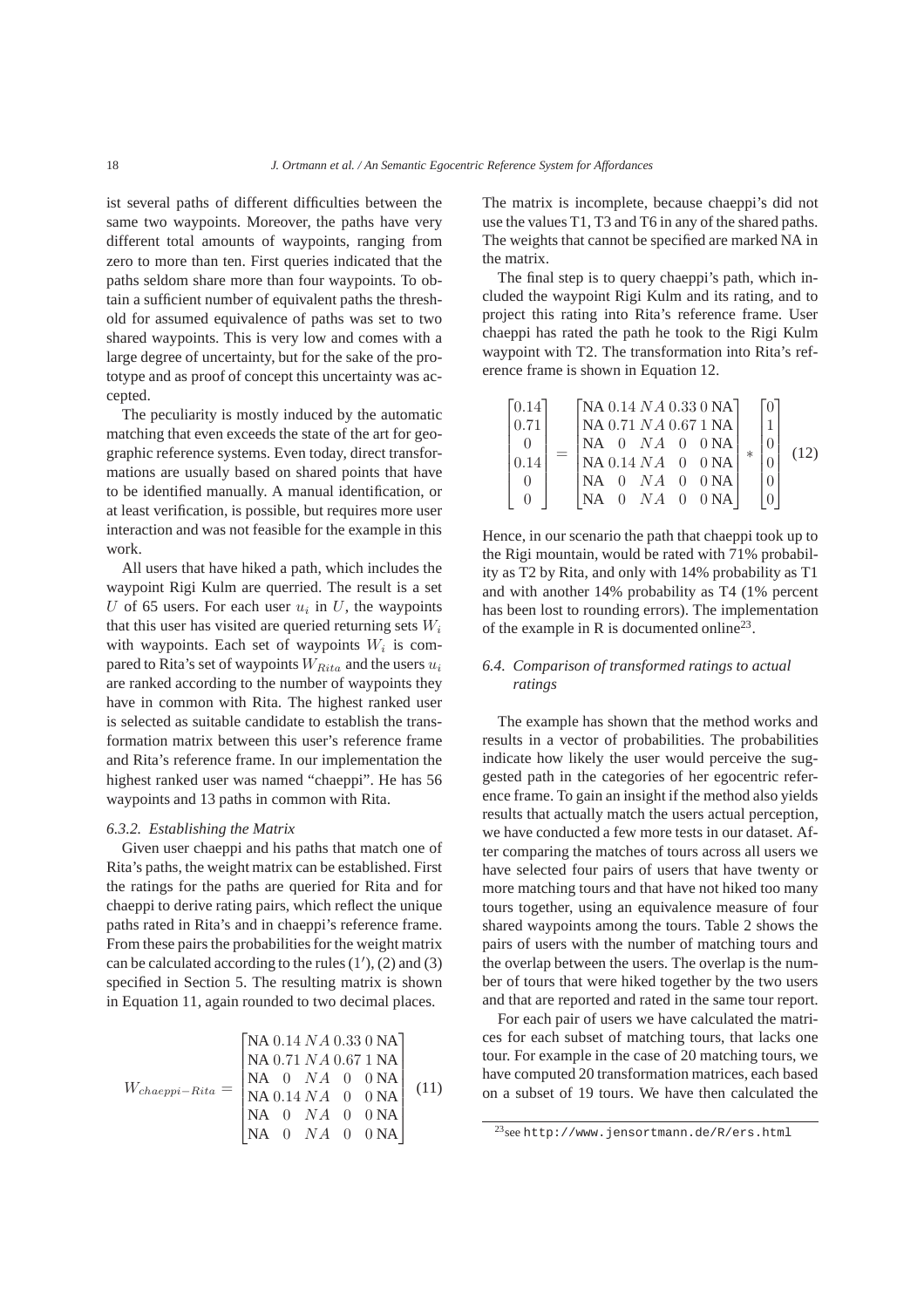ist several paths of different difficulties between the same two waypoints. Moreover, the paths have very different total amounts of waypoints, ranging from zero to more than ten. First queries indicated that the paths seldom share more than four waypoints. To obtain a sufficient number of equivalent paths the threshold for assumed equivalence of paths was set to two shared waypoints. This is very low and comes with a large degree of uncertainty, but for the sake of the prototype and as proof of concept this uncertainty was accepted.

The peculiarity is mostly induced by the automatic matching that even exceeds the state of the art for geographic reference systems. Even today, direct transformations are usually based on shared points that have to be identified manually. A manual identification, or at least verification, is possible, but requires more user interaction and was not feasible for the example in this work.

All users that have hiked a path, which includes the waypoint Rigi Kulm are querried. The result is a set $U$ of 65 users. For each user $u_i$ in $U$, the waypoints that this user has visited are queried returning sets $W_i$ with waypoints. Each set of waypoints $W_i$ is compared to Rita's set of waypoints $W_{Rita}$ and the users $u_i$ are ranked according to the number of waypoints they have in common with Rita. The highest ranked user is selected as suitable candidate to establish the transformation matrix between this user's reference frame and Rita's reference frame. In our implementation the highest ranked user was named "chaeppi". He has 56 waypoints and 13 paths in common with Rita.

#### 6.3.2. Establishing the Matrix

Given user chaeppi and his paths that match one of Rita's paths, the weight matrix can be established. First the ratings for the paths are queried for Rita and for chaeppi to derive rating pairs, which reflect the unique paths rated in Rita's and in chaeppi's reference frame. From these pairs the probabilities for the weight matrix can be calculated according to the rules (1′), (2) and (3) specified in Section 5. The resulting matrix is shown in Equation 11, again rounded to two decimal places.

$$W_{chaeppi-Rita} = \begin{bmatrix} \text{NA} & 0.14 & NA & 0.33 & 0 & \text{NA} \\ \text{NA} & 0.71 & NA & 0.67 & 1 & \text{NA} \\ \text{NA} & 0 & NA & 0 & 0 & \text{NA} \\ \text{NA} & 0.14 & NA & 0 & 0 & \text{NA} \\ \text{NA} & 0 & NA & 0 & 0 & \text{NA} \\ \text{NA} & 0 & NA & 0 & 0 & \text{NA} \end{bmatrix} \quad (11)$$

The matrix is incomplete, because chaeppi's did not use the values T1, T3 and T6 in any of the shared paths. The weights that cannot be specified are marked NA in the matrix.

The final step is to query chaeppi's path, which included the waypoint Rigi Kulm and its rating, and to project this rating into Rita's reference frame. User chaeppi has rated the path he took to the Rigi Kulm waypoint with T2. The transformation into Rita's reference frame is shown in Equation 12.

$$\begin{bmatrix} 0.14 \\ 0.71 \\ 0 \\ 0.14 \\ 0 \\ 0 \end{bmatrix} = \begin{bmatrix} \text{NA} & 0.14 & NA & 0.33 & 0 & \text{NA} \\ \text{NA} & 0.71 & NA & 0.67 & 1 & \text{NA} \\ \text{NA} & 0 & NA & 0 & 0 & \text{NA} \\ \text{NA} & 0.14 & NA & 0 & 0 & \text{NA} \\ \text{NA} & 0 & NA & 0 & 0 & \text{NA} \\ \text{NA} & 0 & NA & 0 & 0 & \text{NA} \end{bmatrix} * \begin{bmatrix} 0 \\ 1 \\ 0 \\ 0 \\ 0 \\ 0 \end{bmatrix} \quad (12)$$

Hence, in our scenario the path that chaeppi took up to the Rigi mountain, would be rated with 71% probability as T2 by Rita, and only with 14% probability as T1 and with another 14% probability as T4 (1% percent has been lost to rounding errors). The implementation of the example in R is documented online[23].

### 6.4. Comparison of transformed ratings to actual ratings

The example has shown that the method works and results in a vector of probabilities. The probabilities indicate how likely the user would perceive the suggested path in the categories of her egocentric reference frame. To gain an insight if the method also yields results that actually match the users actual perception, we have conducted a few more tests in our dataset. After comparing the matches of tours across all users we have selected four pairs of users that have twenty or more matching tours and that have not hiked too many tours together, using an equivalence measure of four shared waypoints among the tours. Table 2 shows the pairs of users with the number of matching tours and the overlap between the users. The overlap is the number of tours that were hiked together by the two users and that are reported and rated in the same tour report.

For each pair of users we have calculated the matrices for each subset of matching tours, that lacks one tour. For example in the case of 20 matching tours, we have computed 20 transformation matrices, each based on a subset of 19 tours. We have then calculated the

[23] see `http://www.jensortmann.de/R/ers.html`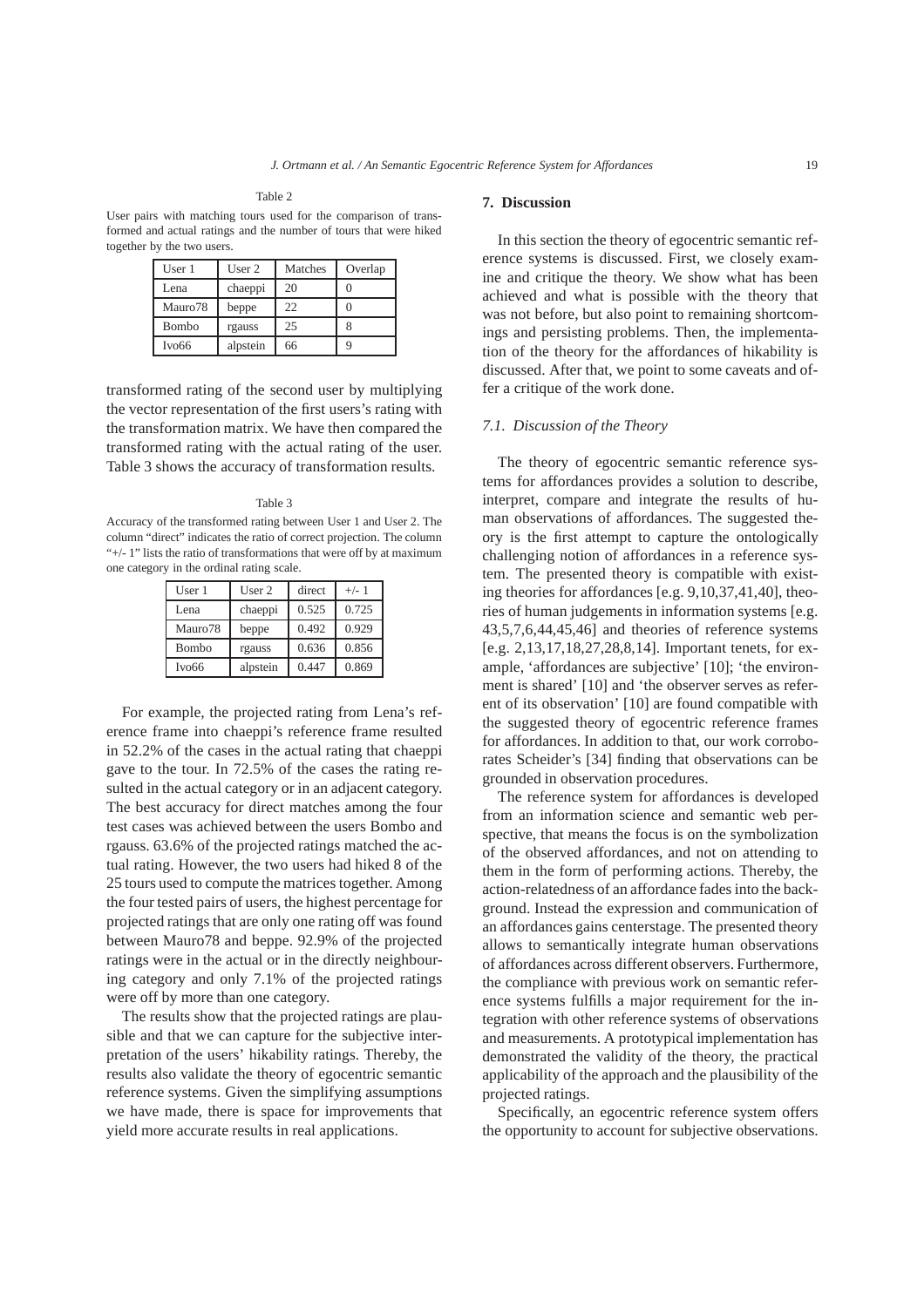Table 2

User pairs with matching tours used for the comparison of transformed and actual ratings and the number of tours that were hiked together by the two users.

| User 1 | User 2 | Matches | Overlap |
|---|---|---|---|
| Lena | chaeppi | 20 | 0 |
| Mauro78 | beppe | 22 | 0 |
| Bombo | rgauss | 25 | 8 |
| Ivo66 | alpstein | 66 | 9 |

transformed rating of the second user by multiplying the vector representation of the first users's rating with the transformation matrix. We have then compared the transformed rating with the actual rating of the user. Table 3 shows the accuracy of transformation results.

Table 3

Accuracy of the transformed rating between User 1 and User 2. The column "direct" indicates the ratio of correct projection. The column "+/- 1" lists the ratio of transformations that were off by at maximum one category in the ordinal rating scale.

| User 1 | User 2 | direct | +/- 1 |
|---|---|---|---|
| Lena | chaeppi | 0.525 | 0.725 |
| Mauro78 | beppe | 0.492 | 0.929 |
| Bombo | rgauss | 0.636 | 0.856 |
| Ivo66 | alpstein | 0.447 | 0.869 |

For example, the projected rating from Lena's reference frame into chaeppi's reference frame resulted in 52.2% of the cases in the actual rating that chaeppi gave to the tour. In 72.5% of the cases the rating resulted in the actual category or in an adjacent category. The best accuracy for direct matches among the four test cases was achieved between the users Bombo and rgauss. 63.6% of the projected ratings matched the actual rating. However, the two users had hiked 8 of the 25 tours used to compute the matrices together. Among the four tested pairs of users, the highest percentage for projected ratings that are only one rating off was found between Mauro78 and beppe. 92.9% of the projected ratings were in the actual or in the directly neighbouring category and only 7.1% of the projected ratings were off by more than one category.

The results show that the projected ratings are plausible and that we can capture for the subjective interpretation of the users' hikability ratings. Thereby, the results also validate the theory of egocentric semantic reference systems. Given the simplifying assumptions we have made, there is space for improvements that yield more accurate results in real applications.

## 7. Discussion

In this section the theory of egocentric semantic reference systems is discussed. First, we closely examine and critique the theory. We show what has been achieved and what is possible with the theory that was not before, but also point to remaining shortcomings and persisting problems. Then, the implementation of the theory for the affordances of hikability is discussed. After that, we point to some caveats and offer a critique of the work done.

### 7.1. Discussion of the Theory

The theory of egocentric semantic reference systems for affordances provides a solution to describe, interpret, compare and integrate the results of human observations of affordances. The suggested theory is the first attempt to capture the ontologically challenging notion of affordances in a reference system. The presented theory is compatible with existing theories for affordances [e.g. 9,10,37,41,40], theories of human judgements in information systems [e.g. 43,5,7,6,44,45,46] and theories of reference systems [e.g. 2,13,17,18,27,28,8,14]. Important tenets, for example, 'affordances are subjective' [10]; 'the environment is shared' [10] and 'the observer serves as referent of its observation' [10] are found compatible with the suggested theory of egocentric reference frames for affordances. In addition to that, our work corroborates Scheider's [34] finding that observations can be grounded in observation procedures.

The reference system for affordances is developed from an information science and semantic web perspective, that means the focus is on the symbolization of the observed affordances, and not on attending to them in the form of performing actions. Thereby, the action-relatedness of an affordance fades into the background. Instead the expression and communication of an affordances gains centerstage. The presented theory allows to semantically integrate human observations of affordances across different observers. Furthermore, the compliance with previous work on semantic reference systems fulfills a major requirement for the integration with other reference systems of observations and measurements. A prototypical implementation has demonstrated the validity of the theory, the practical applicability of the approach and the plausibility of the projected ratings.

Specifically, an egocentric reference system offers the opportunity to account for subjective observations.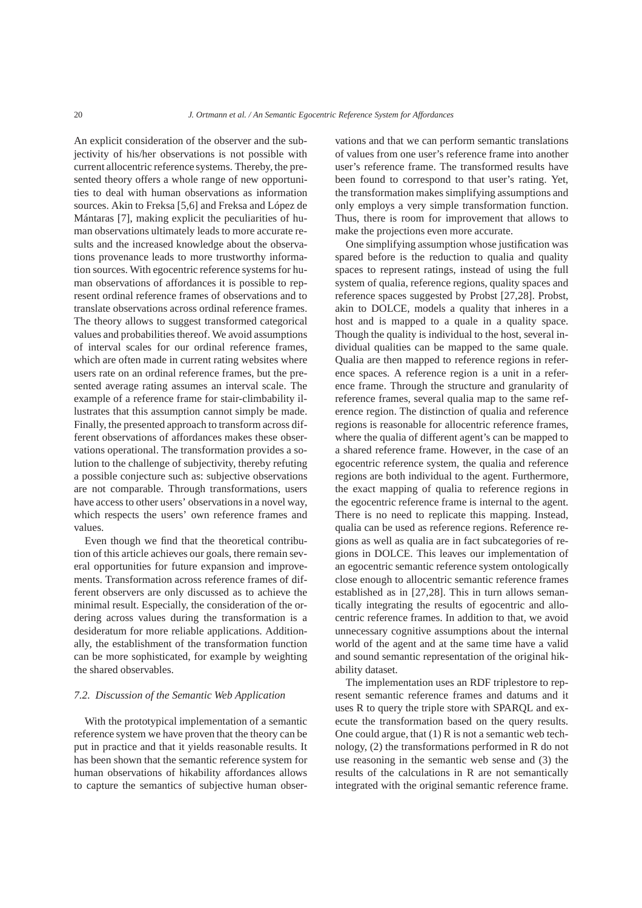An explicit consideration of the observer and the subjectivity of his/her observations is not possible with current allocentric reference systems. Thereby, the presented theory offers a whole range of new opportunities to deal with human observations as information sources. Akin to Freksa [5,6] and Freksa and López de Mántaras [7], making explicit the peculiarities of human observations ultimately leads to more accurate results and the increased knowledge about the observations provenance leads to more trustworthy information sources. With egocentric reference systems for human observations of affordances it is possible to represent ordinal reference frames of observations and to translate observations across ordinal reference frames. The theory allows to suggest transformed categorical values and probabilities thereof. We avoid assumptions of interval scales for our ordinal reference frames, which are often made in current rating websites where users rate on an ordinal reference frames, but the presented average rating assumes an interval scale. The example of a reference frame for stair-climbability illustrates that this assumption cannot simply be made. Finally, the presented approach to transform across different observations of affordances makes these observations operational. The transformation provides a solution to the challenge of subjectivity, thereby refuting a possible conjecture such as: subjective observations are not comparable. Through transformations, users have access to other users' observations in a novel way, which respects the users' own reference frames and values.

Even though we find that the theoretical contribution of this article achieves our goals, there remain several opportunities for future expansion and improvements. Transformation across reference frames of different observers are only discussed as to achieve the minimal result. Especially, the consideration of the ordering across values during the transformation is a desideratum for more reliable applications. Additionally, the establishment of the transformation function can be more sophisticated, for example by weighting the shared observables.

### 7.2. Discussion of the Semantic Web Application

With the prototypical implementation of a semantic reference system we have proven that the theory can be put in practice and that it yields reasonable results. It has been shown that the semantic reference system for human observations of hikability affordances allows to capture the semantics of subjective human observations and that we can perform semantic translations of values from one user's reference frame into another user's reference frame. The transformed results have been found to correspond to that user's rating. Yet, the transformation makes simplifying assumptions and only employs a very simple transformation function. Thus, there is room for improvement that allows to make the projections even more accurate.

One simplifying assumption whose justification was spared before is the reduction to qualia and quality spaces to represent ratings, instead of using the full system of qualia, reference regions, quality spaces and reference spaces suggested by Probst [27,28]. Probst, akin to DOLCE, models a quality that inheres in a host and is mapped to a quale in a quality space. Though the quality is individual to the host, several individual qualities can be mapped to the same quale. Qualia are then mapped to reference regions in reference spaces. A reference region is a unit in a reference frame. Through the structure and granularity of reference frames, several qualia map to the same reference region. The distinction of qualia and reference regions is reasonable for allocentric reference frames, where the qualia of different agent's can be mapped to a shared reference frame. However, in the case of an egocentric reference system, the qualia and reference regions are both individual to the agent. Furthermore, the exact mapping of qualia to reference regions in the egocentric reference frame is internal to the agent. There is no need to replicate this mapping. Instead, qualia can be used as reference regions. Reference regions as well as qualia are in fact subcategories of regions in DOLCE. This leaves our implementation of an egocentric semantic reference system ontologically close enough to allocentric semantic reference frames established as in [27,28]. This in turn allows semantically integrating the results of egocentric and allocentric reference frames. In addition to that, we avoid unnecessary cognitive assumptions about the internal world of the agent and at the same time have a valid and sound semantic representation of the original hikability dataset.

The implementation uses an RDF triplestore to represent semantic reference frames and datums and it uses R to query the triple store with SPARQL and execute the transformation based on the query results. One could argue, that (1) R is not a semantic web technology, (2) the transformations performed in R do not use reasoning in the semantic web sense and (3) the results of the calculations in R are not semantically integrated with the original semantic reference frame.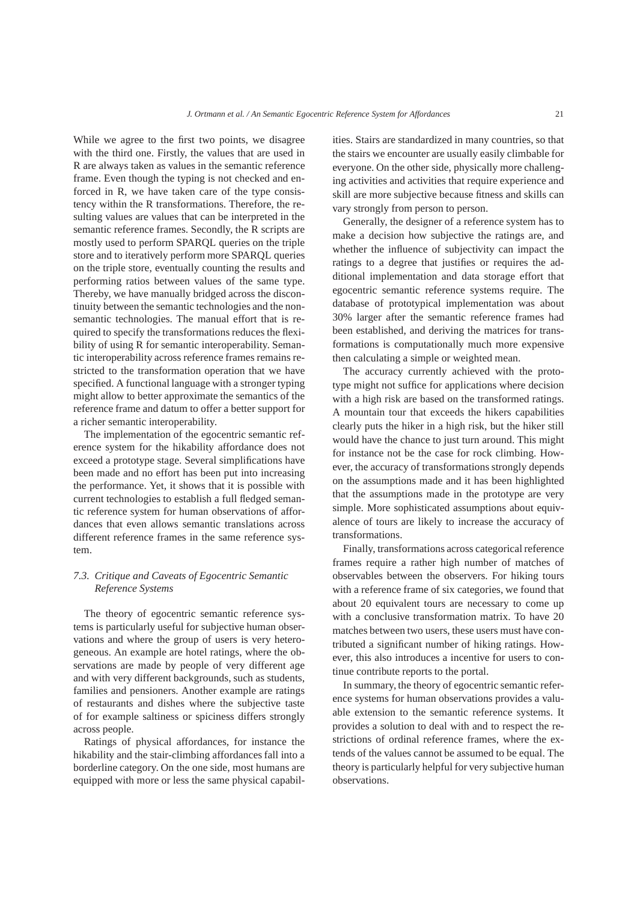While we agree to the first two points, we disagree with the third one. Firstly, the values that are used in R are always taken as values in the semantic reference frame. Even though the typing is not checked and enforced in R, we have taken care of the type consistency within the R transformations. Therefore, the resulting values are values that can be interpreted in the semantic reference frames. Secondly, the R scripts are mostly used to perform SPARQL queries on the triple store and to iteratively perform more SPARQL queries on the triple store, eventually counting the results and performing ratios between values of the same type. Thereby, we have manually bridged across the discontinuity between the semantic technologies and the non-semantic technologies. The manual effort that is required to specify the transformations reduces the flexibility of using R for semantic interoperability. Semantic interoperability across reference frames remains restricted to the transformation operation that we have specified. A functional language with a stronger typing might allow to better approximate the semantics of the reference frame and datum to offer a better support for a richer semantic interoperability.

The implementation of the egocentric semantic reference system for the hikability affordance does not exceed a prototype stage. Several simplifications have been made and no effort has been put into increasing the performance. Yet, it shows that it is possible with current technologies to establish a full fledged semantic reference system for human observations of affordances that even allows semantic translations across different reference frames in the same reference system.

### 7.3. Critique and Caveats of Egocentric Semantic Reference Systems

The theory of egocentric semantic reference systems is particularly useful for subjective human observations and where the group of users is very heterogeneous. An example are hotel ratings, where the observations are made by people of very different age and with very different backgrounds, such as students, families and pensioners. Another example are ratings of restaurants and dishes where the subjective taste of for example saltiness or spiciness differs strongly across people.

Ratings of physical affordances, for instance the hikability and the stair-climbing affordances fall into a borderline category. On the one side, most humans are equipped with more or less the same physical capabilities. Stairs are standardized in many countries, so that the stairs we encounter are usually easily climbable for everyone. On the other side, physically more challenging activities and activities that require experience and skill are more subjective because fitness and skills can vary strongly from person to person.

Generally, the designer of a reference system has to make a decision how subjective the ratings are, and whether the influence of subjectivity can impact the ratings to a degree that justifies or requires the additional implementation and data storage effort that egocentric semantic reference systems require. The database of prototypical implementation was about 30% larger after the semantic reference frames had been established, and deriving the matrices for transformations is computationally much more expensive then calculating a simple or weighted mean.

The accuracy currently achieved with the prototype might not suffice for applications where decision with a high risk are based on the transformed ratings. A mountain tour that exceeds the hikers capabilities clearly puts the hiker in a high risk, but the hiker still would have the chance to just turn around. This might for instance not be the case for rock climbing. However, the accuracy of transformations strongly depends on the assumptions made and it has been highlighted that the assumptions made in the prototype are very simple. More sophisticated assumptions about equivalence of tours are likely to increase the accuracy of transformations.

Finally, transformations across categorical reference frames require a rather high number of matches of observables between the observers. For hiking tours with a reference frame of six categories, we found that about 20 equivalent tours are necessary to come up with a conclusive transformation matrix. To have 20 matches between two users, these users must have contributed a significant number of hiking ratings. However, this also introduces a incentive for users to continue contribute reports to the portal.

In summary, the theory of egocentric semantic reference systems for human observations provides a valuable extension to the semantic reference systems. It provides a solution to deal with and to respect the restrictions of ordinal reference frames, where the extends of the values cannot be assumed to be equal. The theory is particularly helpful for very subjective human observations.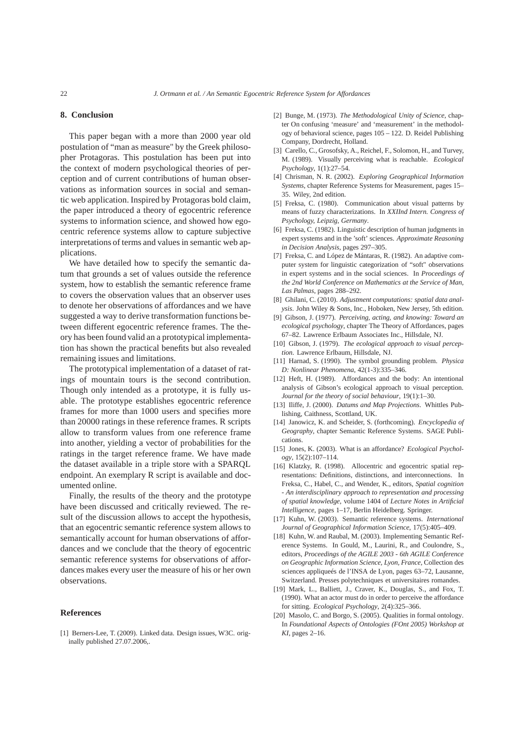## 8. Conclusion

This paper began with a more than 2000 year old postulation of "man as measure" by the Greek philosopher Protagoras. This postulation has been put into the context of modern psychological theories of perception and of current contributions of human observations as information sources in social and semantic web application. Inspired by Protagoras bold claim, the paper introduced a theory of egocentric reference systems to information science, and showed how egocentric reference systems allow to capture subjective interpretations of terms and values in semantic web applications.

We have detailed how to specify the semantic datum that grounds a set of values outside the reference system, how to establish the semantic reference frame to covers the observation values that an observer uses to denote her observations of affordances and we have suggested a way to derive transformation functions between different egocentric reference frames. The theory has been found valid an a prototypical implementation has shown the practical benefits but also revealed remaining issues and limitations.

The prototypical implementation of a dataset of ratings of mountain tours is the second contribution. Though only intended as a prototype, it is fully usable. The prototype establishes egocentric reference frames for more than 1000 users and specifies more than 20000 ratings in these reference frames. R scripts allow to transform values from one reference frame into another, yielding a vector of probabilities for the ratings in the target reference frame. We have made the dataset available in a triple store with a SPARQL endpoint. An exemplary R script is available and documented online.

Finally, the results of the theory and the prototype have been discussed and critically reviewed. The result of the discussion allows to accept the hypothesis, that an egocentric semantic reference system allows to semantically account for human observations of affordances and we conclude that the theory of egocentric semantic reference systems for observations of affordances makes every user the measure of his or her own observations.

## References

[1] Berners-Lee, T. (2009). Linked data. Design issues, W3C. originally published 27.07.2006,.

[2] Bunge, M. (1973). *The Methodological Unity of Science*, chapter On confusing 'measure' and 'measurement' in the methodology of behavioral science, pages 105 – 122. D. Reidel Publishing Company, Dordrecht, Holland.

[3] Carello, C., Grosofsky, A., Reichel, F., Solomon, H., and Turvey, M. (1989). Visually perceiving what is reachable. *Ecological Psychology*, 1(1):27–54.

[4] Chrisman, N. R. (2002). *Exploring Geographical Information Systems*, chapter Reference Systems for Measurement, pages 15–35. Wiley, 2nd edition.

[5] Freksa, C. (1980). Communication about visual patterns by means of fuzzy characterizations. In *XXIInd Intern. Congress of Psychology, Leipzig, Germany*.

[6] Freksa, C. (1982). Linguistic description of human judgments in expert systems and in the 'soft' sciences. *Approximate Reasoning in Decision Analysis*, pages 297–305.

[7] Freksa, C. and López de Mántaras, R. (1982). An adaptive computer system for linguistic categorization of "soft" observations in expert systems and in the social sciences. In *Proceedings of the 2nd World Conference on Mathematics at the Service of Man, Las Palmas*, pages 288–292.

[8] Ghilani, C. (2010). *Adjustment computations: spatial data analysis*. John Wiley & Sons, Inc., Hoboken, New Jersey, 5th edition.

[9] Gibson, J. (1977). *Perceiving, acting, and knowing: Toward an ecological psychology*, chapter The Theory of Affordances, pages 67–82. Lawrence Erlbaum Associates Inc., Hillsdale, NJ.

[10] Gibson, J. (1979). *The ecological approach to visual perception*. Lawrence Erlbaum, Hillsdale, NJ.

[11] Harnad, S. (1990). The symbol grounding problem. *Physica D: Nonlinear Phenomena*, 42(1-3):335–346.

[12] Heft, H. (1989). Affordances and the body: An intentional analysis of Gibson's ecological approach to visual perception. *Journal for the theory of social behaviour*, 19(1):1–30.

[13] Iliffe, J. (2000). *Datums and Map Projections*. Whittles Publishing, Caithness, Scotland, UK.

[14] Janowicz, K. and Scheider, S. (forthcoming). *Encyclopedia of Geography*, chapter Semantic Reference Systems. SAGE Publications.

[15] Jones, K. (2003). What is an affordance? *Ecological Psychology*, 15(2):107–114.

[16] Klatzky, R. (1998). Allocentric and egocentric spatial representations: Definitions, distinctions, and interconnections. In Freksa, C., Habel, C., and Wender, K., editors, *Spatial cognition - An interdisciplinary approach to representation and processing of spatial knowledge*, volume 1404 of *Lecture Notes in Artificial Intelligence*, pages 1–17, Berlin Heidelberg. Springer.

[17] Kuhn, W. (2003). Semantic reference systems. *International Journal of Geographical Information Science*, 17(5):405–409.

[18] Kuhn, W. and Raubal, M. (2003). Implementing Semantic Reference Systems. In Gould, M., Laurini, R., and Coulondre, S., editors, *Proceedings of the AGILE 2003 - 6th AGILE Conference on Geographic Information Science, Lyon, France*, Collection des sciences appliqueés de l'INSA de Lyon, pages 63–72, Lausanne, Switzerland. Presses polytechniques et universitaires romandes.

[19] Mark, L., Balliett, J., Craver, K., Douglas, S., and Fox, T. (1990). What an actor must do in order to perceive the affordance for sitting. *Ecological Psychology*, 2(4):325–366.

[20] Masolo, C. and Borgo, S. (2005). Qualities in formal ontology. In *Foundational Aspects of Ontologies (FOnt 2005) Workshop at KI*, pages 2–16.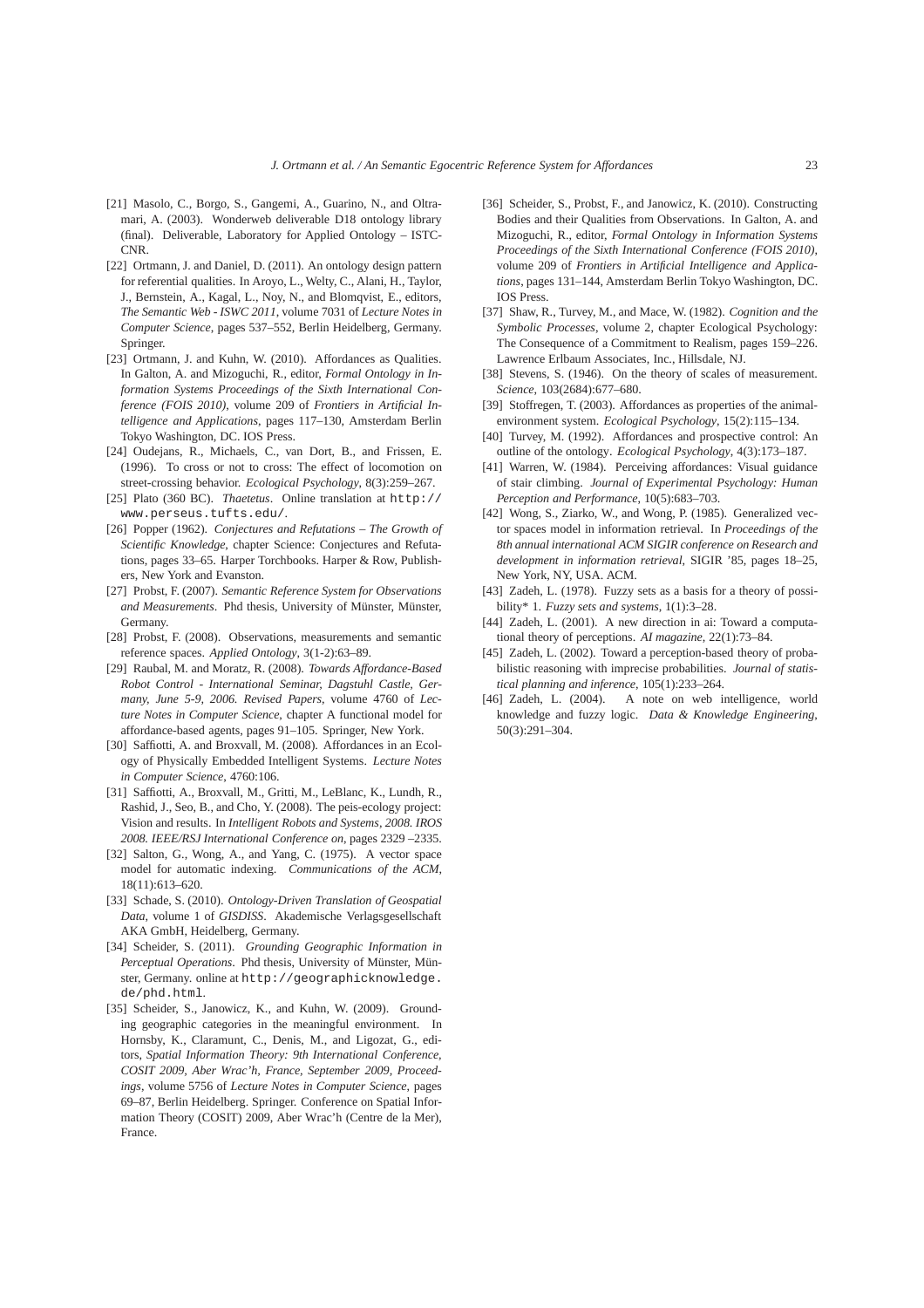[21] Masolo, C., Borgo, S., Gangemi, A., Guarino, N., and Oltramari, A. (2003). Wonderweb deliverable D18 ontology library (final). Deliverable, Laboratory for Applied Ontology – ISTC-CNR.

[22] Ortmann, J. and Daniel, D. (2011). An ontology design pattern for referential qualities. In Aroyo, L., Welty, C., Alani, H., Taylor, J., Bernstein, A., Kagal, L., Noy, N., and Blomqvist, E., editors, *The Semantic Web - ISWC 2011*, volume 7031 of *Lecture Notes in Computer Science*, pages 537–552, Berlin Heidelberg, Germany. Springer.

[23] Ortmann, J. and Kuhn, W. (2010). Affordances as Qualities. In Galton, A. and Mizoguchi, R., editor, *Formal Ontology in Information Systems Proceedings of the Sixth International Conference (FOIS 2010)*, volume 209 of *Frontiers in Artificial Intelligence and Applications*, pages 117–130, Amsterdam Berlin Tokyo Washington, DC. IOS Press.

[24] Oudejans, R., Michaels, C., van Dort, B., and Frissen, E. (1996). To cross or not to cross: The effect of locomotion on street-crossing behavior. *Ecological Psychology*, 8(3):259–267.

[25] Plato (360 BC). *Thaetetus*. Online translation at `http://www.perseus.tufts.edu/`.

[26] Popper (1962). *Conjectures and Refutations – The Growth of Scientific Knowledge*, chapter Science: Conjectures and Refutations, pages 33–65. Harper Torchbooks. Harper & Row, Publishers, New York and Evanston.

[27] Probst, F. (2007). *Semantic Reference System for Observations and Measurements*. Phd thesis, University of Münster, Münster, Germany.

[28] Probst, F. (2008). Observations, measurements and semantic reference spaces. *Applied Ontology*, 3(1-2):63–89.

[29] Raubal, M. and Moratz, R. (2008). *Towards Affordance-Based Robot Control - International Seminar, Dagstuhl Castle, Germany, June 5-9, 2006. Revised Papers*, volume 4760 of *Lecture Notes in Computer Science*, chapter A functional model for affordance-based agents, pages 91–105. Springer, New York.

[30] Saffiotti, A. and Broxvall, M. (2008). Affordances in an Ecology of Physically Embedded Intelligent Systems. *Lecture Notes in Computer Science*, 4760:106.

[31] Saffiotti, A., Broxvall, M., Gritti, M., LeBlanc, K., Lundh, R., Rashid, J., Seo, B., and Cho, Y. (2008). The peis-ecology project: Vision and results. In *Intelligent Robots and Systems, 2008. IROS 2008. IEEE/RSJ International Conference on*, pages 2329 –2335.

[32] Salton, G., Wong, A., and Yang, C. (1975). A vector space model for automatic indexing. *Communications of the ACM*, 18(11):613–620.

[33] Schade, S. (2010). *Ontology-Driven Translation of Geospatial Data*, volume 1 of *GISDISS*. Akademische Verlagsgesellschaft AKA GmbH, Heidelberg, Germany.

[34] Scheider, S. (2011). *Grounding Geographic Information in Perceptual Operations*. Phd thesis, University of Münster, Münster, Germany. online at `http://geographicknowledge.de/phd.html`.

[35] Scheider, S., Janowicz, K., and Kuhn, W. (2009). Grounding geographic categories in the meaningful environment. In Hornsby, K., Claramunt, C., Denis, M., and Ligozat, G., editors, *Spatial Information Theory: 9th International Conference, COSIT 2009, Aber Wrac'h, France, September 2009, Proceedings*, volume 5756 of *Lecture Notes in Computer Science*, pages 69–87, Berlin Heidelberg. Springer. Conference on Spatial Information Theory (COSIT) 2009, Aber Wrac'h (Centre de la Mer), France.

[36] Scheider, S., Probst, F., and Janowicz, K. (2010). Constructing Bodies and their Qualities from Observations. In Galton, A. and Mizoguchi, R., editor, *Formal Ontology in Information Systems Proceedings of the Sixth International Conference (FOIS 2010)*, volume 209 of *Frontiers in Artificial Intelligence and Applications*, pages 131–144, Amsterdam Berlin Tokyo Washington, DC. IOS Press.

[37] Shaw, R., Turvey, M., and Mace, W. (1982). *Cognition and the Symbolic Processes*, volume 2, chapter Ecological Psychology: The Consequence of a Commitment to Realism, pages 159–226. Lawrence Erlbaum Associates, Inc., Hillsdale, NJ.

[38] Stevens, S. (1946). On the theory of scales of measurement. *Science*, 103(2684):677–680.

[39] Stoffregen, T. (2003). Affordances as properties of the animal-environment system. *Ecological Psychology*, 15(2):115–134.

[40] Turvey, M. (1992). Affordances and prospective control: An outline of the ontology. *Ecological Psychology*, 4(3):173–187.

[41] Warren, W. (1984). Perceiving affordances: Visual guidance of stair climbing. *Journal of Experimental Psychology: Human Perception and Performance*, 10(5):683–703.

[42] Wong, S., Ziarko, W., and Wong, P. (1985). Generalized vector spaces model in information retrieval. In *Proceedings of the 8th annual international ACM SIGIR conference on Research and development in information retrieval*, SIGIR '85, pages 18–25, New York, NY, USA. ACM.

[43] Zadeh, L. (1978). Fuzzy sets as a basis for a theory of possibility* 1. *Fuzzy sets and systems*, 1(1):3–28.

[44] Zadeh, L. (2001). A new direction in ai: Toward a computational theory of perceptions. *AI magazine*, 22(1):73–84.

[45] Zadeh, L. (2002). Toward a perception-based theory of probabilistic reasoning with imprecise probabilities. *Journal of statistical planning and inference*, 105(1):233–264.

[46] Zadeh, L. (2004). A note on web intelligence, world knowledge and fuzzy logic. *Data & Knowledge Engineering*, 50(3):291–304.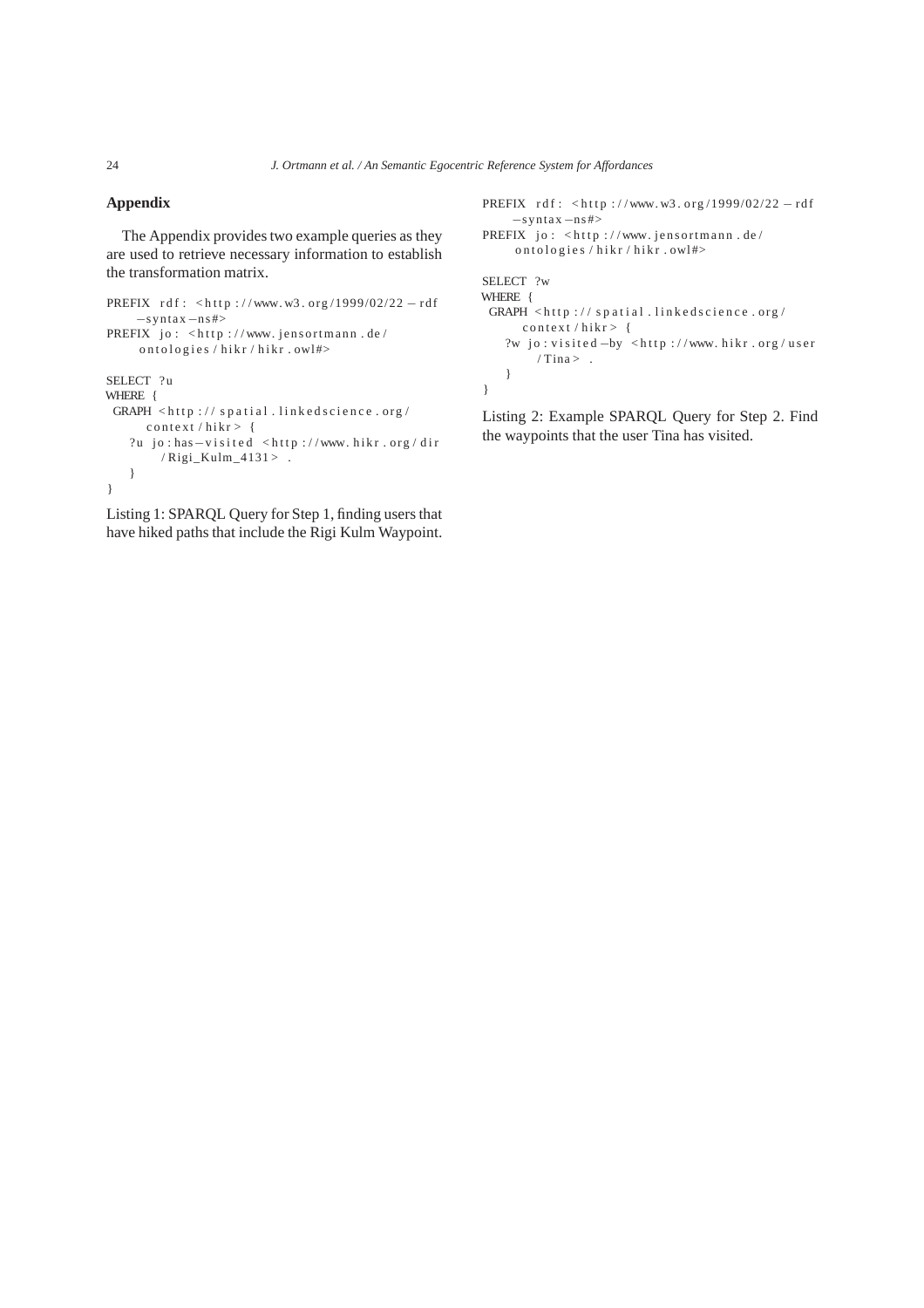## Appendix

The Appendix provides two example queries as they are used to retrieve necessary information to establish the transformation matrix.

```
PREFIX rdf: <http://www.w3.org/1999/02/22-rdf-syntax-ns#>
PREFIX jo: <http://www.jensortmann.de/ontologies/hikr/hikr.owl#>

SELECT ?u
WHERE {
 GRAPH <http://spatial.linkedscience.org/context/hikr> {
   ?u jo:has-visited <http://www.hikr.org/dir/Rigi_Kulm_4131> .
   }
}
```

Listing 1: SPARQL Query for Step 1, finding users that have hiked paths that include the Rigi Kulm Waypoint.

```
PREFIX rdf: <http://www.w3.org/1999/02/22-rdf-syntax-ns#>
PREFIX jo: <http://www.jensortmann.de/ontologies/hikr/hikr.owl#>

SELECT ?w
WHERE {
 GRAPH <http://spatial.linkedscience.org/context/hikr> {
   ?w jo:visited-by <http://www.hikr.org/user/Tina> .
   }
}
```

Listing 2: Example SPARQL Query for Step 2. Find the waypoints that the user Tina has visited.